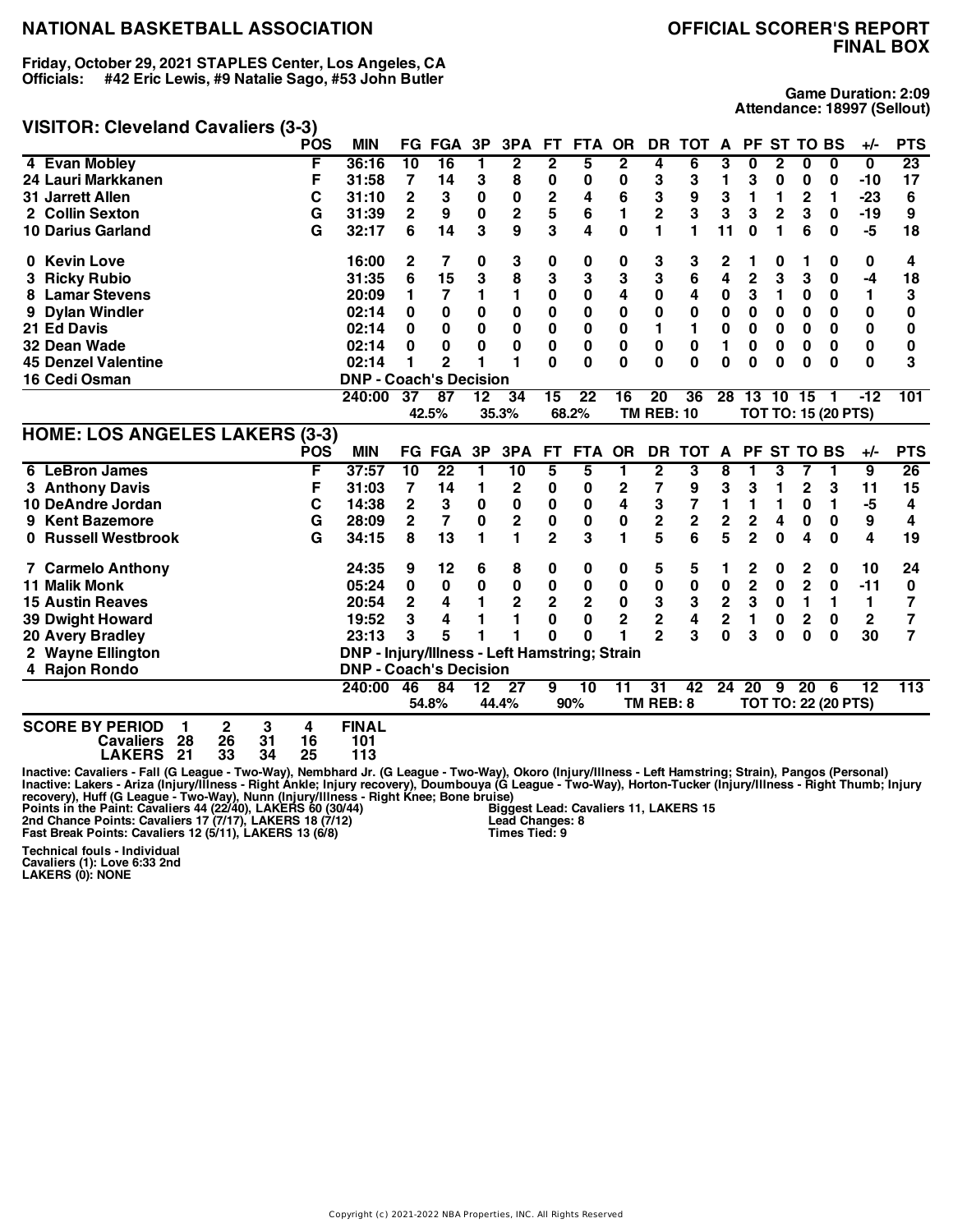# NATIONAL BASKETBALL ASSOCIATION

## OFFICIAL SCORER'S REPORT FINAL BOX

**Friday, October 29, 2021 STAPLES Center, Los Angeles, CA**
**Officials: #42 Eric Lewis, #9 Natalie Sago, #53 John Butler**

**Game Duration: 2:09**
**Attendance: 18997 (Sellout)**

### VISITOR: Cleveland Cavaliers (3-3)

| | POS | MIN | FG | FGA | 3P | 3PA | FT | FTA | OR | DR | TOT | A | PF | ST | TO | BS | +/- | PTS |
|---|---|---|---|---|---|---|---|---|---|---|---|---|---|---|---|---|---|---|
| 4 Evan Mobley | F | 36:16 | 10 | 16 | 1 | 2 | 2 | 5 | 2 | 4 | 6 | 3 | 0 | 2 | 0 | 0 | 0 | 23 |
| 24 Lauri Markkanen | F | 31:58 | 7 | 14 | 3 | 8 | 0 | 0 | 0 | 3 | 3 | 1 | 3 | 0 | 0 | 0 | -10 | 17 |
| 31 Jarrett Allen | C | 31:10 | 2 | 3 | 0 | 0 | 2 | 4 | 6 | 3 | 9 | 3 | 1 | 1 | 2 | 1 | -23 | 6 |
| 2 Collin Sexton | G | 31:39 | 2 | 9 | 0 | 2 | 5 | 6 | 1 | 2 | 3 | 3 | 3 | 2 | 3 | 0 | -19 | 9 |
| 10 Darius Garland | G | 32:17 | 6 | 14 | 3 | 9 | 3 | 4 | 0 | 1 | 1 | 11 | 0 | 1 | 6 | 0 | -5 | 18 |
| 0 Kevin Love | | 16:00 | 2 | 7 | 0 | 3 | 0 | 0 | 0 | 3 | 3 | 2 | 1 | 0 | 1 | 0 | 0 | 4 |
| 3 Ricky Rubio | | 31:35 | 6 | 15 | 3 | 8 | 3 | 3 | 3 | 3 | 6 | 4 | 2 | 3 | 3 | 0 | -4 | 18 |
| 8 Lamar Stevens | | 20:09 | 1 | 7 | 1 | 1 | 0 | 0 | 4 | 0 | 4 | 0 | 3 | 1 | 0 | 0 | 1 | 3 |
| 9 Dylan Windler | | 02:14 | 0 | 0 | 0 | 0 | 0 | 0 | 0 | 0 | 0 | 0 | 0 | 0 | 0 | 0 | 0 | 0 |
| 21 Ed Davis | | 02:14 | 0 | 0 | 0 | 0 | 0 | 0 | 0 | 1 | 1 | 0 | 0 | 0 | 0 | 0 | 0 | 0 |
| 32 Dean Wade | | 02:14 | 0 | 0 | 0 | 0 | 0 | 0 | 0 | 0 | 0 | 1 | 0 | 0 | 0 | 0 | 0 | 0 |
| 45 Denzel Valentine | | 02:14 | 1 | 2 | 1 | 1 | 0 | 0 | 0 | 0 | 0 | 0 | 0 | 0 | 0 | 0 | 0 | 3 |
| 16 Cedi Osman | | DNP - Coach's Decision | | | | | | | | | | | | | | | | |
| | | 240:00 | 37 | 87 | 12 | 34 | 15 | 22 | 16 | 20 | 36 | 28 | 13 | 10 | 15 | 1 | -12 | 101 |
| | | | | 42.5% | | 35.3% | | 68.2% | | TM REB: 10 | | | TOT TO: 15 (20 PTS) | | | | | |

### HOME: LOS ANGELES LAKERS (3-3)

| | POS | MIN | FG | FGA | 3P | 3PA | FT | FTA | OR | DR | TOT | A | PF | ST | TO | BS | +/- | PTS |
|---|---|---|---|---|---|---|---|---|---|---|---|---|---|---|---|---|---|---|
| 6 LeBron James | F | 37:57 | 10 | 22 | 1 | 10 | 5 | 5 | 1 | 2 | 3 | 8 | 1 | 3 | 7 | 1 | 9 | 26 |
| 3 Anthony Davis | F | 31:03 | 7 | 14 | 1 | 2 | 0 | 0 | 2 | 7 | 9 | 3 | 3 | 1 | 2 | 3 | 11 | 15 |
| 10 DeAndre Jordan | C | 14:38 | 2 | 3 | 0 | 0 | 0 | 0 | 4 | 3 | 7 | 1 | 1 | 1 | 0 | 1 | -5 | 4 |
| 9 Kent Bazemore | G | 28:09 | 2 | 7 | 0 | 2 | 0 | 0 | 0 | 2 | 2 | 2 | 2 | 4 | 0 | 0 | 9 | 4 |
| 0 Russell Westbrook | G | 34:15 | 8 | 13 | 1 | 1 | 2 | 3 | 1 | 5 | 6 | 5 | 2 | 0 | 4 | 0 | 4 | 19 |
| 7 Carmelo Anthony | | 24:35 | 9 | 12 | 6 | 8 | 0 | 0 | 0 | 5 | 5 | 1 | 2 | 0 | 2 | 0 | 10 | 24 |
| 11 Malik Monk | | 05:24 | 0 | 0 | 0 | 0 | 0 | 0 | 0 | 0 | 0 | 0 | 2 | 0 | 2 | 0 | -11 | 0 |
| 15 Austin Reaves | | 20:54 | 2 | 4 | 1 | 2 | 2 | 2 | 0 | 3 | 3 | 2 | 3 | 0 | 1 | 1 | 1 | 7 |
| 39 Dwight Howard | | 19:52 | 3 | 4 | 1 | 1 | 0 | 0 | 2 | 2 | 4 | 2 | 1 | 0 | 2 | 0 | 2 | 7 |
| 20 Avery Bradley | | 23:13 | 3 | 5 | 1 | 1 | 0 | 0 | 1 | 2 | 3 | 0 | 3 | 0 | 0 | 0 | 30 | 7 |
| 2 Wayne Ellington | | DNP - Injury/Illness - Left Hamstring; Strain | | | | | | | | | | | | | | | | |
| 4 Rajon Rondo | | DNP - Coach's Decision | | | | | | | | | | | | | | | | |
| | | 240:00 | 46 | 84 | 12 | 27 | 9 | 10 | 11 | 31 | 42 | 24 | 20 | 9 | 20 | 6 | 12 | 113 |
| | | | | 54.8% | | 44.4% | | 90% | | TM REB: 8 | | | TOT TO: 22 (20 PTS) | | | | | |

| SCORE BY PERIOD | 1 | 2 | 3 | 4 | FINAL |
|---|---|---|---|---|---|
| Cavaliers | 28 | 26 | 31 | 16 | 101 |
| LAKERS | 21 | 33 | 34 | 25 | 113 |

Inactive: Cavaliers - Fall (G League - Two-Way), Nembhard Jr. (G League - Two-Way), Okoro (Injury/Illness - Left Hamstring; Strain), Pangos (Personal)
Inactive: Lakers - Ariza (Injury/Illness - Right Ankle; Injury recovery), Doumbouya (G League - Two-Way), Horton-Tucker (Injury/Illness - Right Thumb; Injury recovery), Huff (G League - Two-Way), Nunn (Injury/Illness - Right Knee; Bone bruise)

Points in the Paint: Cavaliers 44 (22/40), LAKERS 60 (30/44)
2nd Chance Points: Cavaliers 17 (7/17), LAKERS 18 (7/12)
Fast Break Points: Cavaliers 12 (5/11), LAKERS 13 (6/8)

Biggest Lead: Cavaliers 11, LAKERS 15
Lead Changes: 8
Times Tied: 9

Technical fouls - Individual
Cavaliers (1): Love 6:33 2nd
LAKERS (0): NONE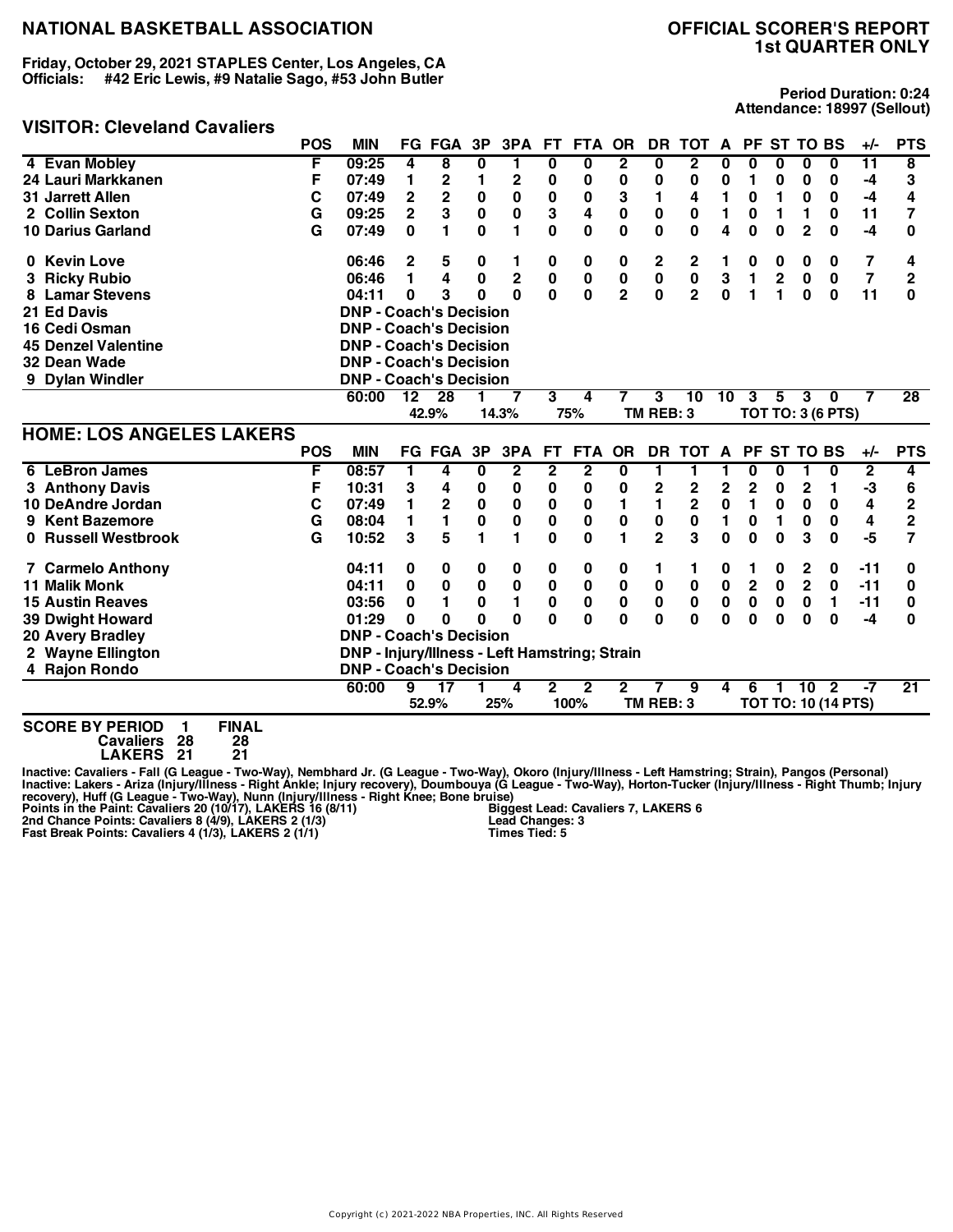# NATIONAL BASKETBALL ASSOCIATION

## OFFICIAL SCORER'S REPORT
## 1st QUARTER ONLY

**Friday, October 29, 2021 STAPLES Center, Los Angeles, CA**
**Officials: #42 Eric Lewis, #9 Natalie Sago, #53 John Butler**

**Period Duration: 0:24**
**Attendance: 18997 (Sellout)**

### VISITOR: Cleveland Cavaliers

| | POS | MIN | FG | FGA | 3P | 3PA | FT | FTA | OR | DR | TOT | A | PF | ST | TO | BS | +/- | PTS |
|---|---|---|---|---|---|---|---|---|---|---|---|---|---|---|---|---|---|---|
| 4 Evan Mobley | F | 09:25 | 4 | 8 | 0 | 1 | 0 | 0 | 2 | 0 | 2 | 0 | 0 | 0 | 0 | 0 | 11 | 8 |
| 24 Lauri Markkanen | F | 07:49 | 1 | 2 | 1 | 2 | 0 | 0 | 0 | 0 | 0 | 0 | 1 | 0 | 0 | 0 | -4 | 3 |
| 31 Jarrett Allen | C | 07:49 | 2 | 2 | 0 | 0 | 0 | 0 | 3 | 1 | 4 | 1 | 0 | 1 | 0 | 0 | -4 | 4 |
| 2 Collin Sexton | G | 09:25 | 2 | 3 | 0 | 0 | 3 | 4 | 0 | 0 | 0 | 1 | 0 | 1 | 1 | 0 | 11 | 7 |
| 10 Darius Garland | G | 07:49 | 0 | 1 | 0 | 1 | 0 | 0 | 0 | 0 | 0 | 4 | 0 | 0 | 2 | 0 | -4 | 0 |
| 0 Kevin Love | | 06:46 | 2 | 5 | 0 | 1 | 0 | 0 | 0 | 2 | 2 | 1 | 0 | 0 | 0 | 0 | 7 | 4 |
| 3 Ricky Rubio | | 06:46 | 1 | 4 | 0 | 2 | 0 | 0 | 0 | 0 | 0 | 3 | 1 | 2 | 0 | 0 | 7 | 2 |
| 8 Lamar Stevens | | 04:11 | 0 | 3 | 0 | 0 | 0 | 0 | 2 | 0 | 2 | 0 | 1 | 1 | 0 | 0 | 11 | 0 |
| 21 Ed Davis | | DNP - Coach's Decision | | | | | | | | | | | | | | | | |
| 16 Cedi Osman | | DNP - Coach's Decision | | | | | | | | | | | | | | | | |
| 45 Denzel Valentine | | DNP - Coach's Decision | | | | | | | | | | | | | | | | |
| 32 Dean Wade | | DNP - Coach's Decision | | | | | | | | | | | | | | | | |
| 9 Dylan Windler | | DNP - Coach's Decision | | | | | | | | | | | | | | | | |
| | | 60:00 | 12 | 28 | 1 | 7 | 3 | 4 | 7 | 3 | 10 | 10 | 3 | 5 | 3 | 0 | 7 | 28 |
| | | | 42.9% | | 14.3% | | 75% | | | TM REB: 3 | | | TOT TO: 3 (6 PTS) | | | | | |

### HOME: LOS ANGELES LAKERS

| | POS | MIN | FG | FGA | 3P | 3PA | FT | FTA | OR | DR | TOT | A | PF | ST | TO | BS | +/- | PTS |
|---|---|---|---|---|---|---|---|---|---|---|---|---|---|---|---|---|---|---|
| 6 LeBron James | F | 08:57 | 1 | 4 | 0 | 2 | 2 | 2 | 0 | 1 | 1 | 1 | 0 | 0 | 1 | 0 | 2 | 4 |
| 3 Anthony Davis | F | 10:31 | 3 | 4 | 0 | 0 | 0 | 0 | 0 | 2 | 2 | 2 | 2 | 0 | 2 | 1 | -3 | 6 |
| 10 DeAndre Jordan | C | 07:49 | 1 | 2 | 0 | 0 | 0 | 0 | 1 | 1 | 2 | 0 | 1 | 0 | 0 | 0 | 4 | 2 |
| 9 Kent Bazemore | G | 08:04 | 1 | 1 | 0 | 0 | 0 | 0 | 0 | 0 | 0 | 1 | 0 | 1 | 0 | 0 | 4 | 2 |
| 0 Russell Westbrook | G | 10:52 | 3 | 5 | 1 | 1 | 0 | 0 | 1 | 2 | 3 | 0 | 0 | 0 | 3 | 0 | -5 | 7 |
| 7 Carmelo Anthony | | 04:11 | 0 | 0 | 0 | 0 | 0 | 0 | 0 | 1 | 1 | 0 | 1 | 0 | 2 | 0 | -11 | 0 |
| 11 Malik Monk | | 04:11 | 0 | 0 | 0 | 0 | 0 | 0 | 0 | 0 | 0 | 0 | 2 | 0 | 2 | 0 | -11 | 0 |
| 15 Austin Reaves | | 03:56 | 0 | 1 | 0 | 1 | 0 | 0 | 0 | 0 | 0 | 0 | 0 | 0 | 0 | 1 | -11 | 0 |
| 39 Dwight Howard | | 01:29 | 0 | 0 | 0 | 0 | 0 | 0 | 0 | 0 | 0 | 0 | 0 | 0 | 0 | 0 | -4 | 0 |
| 20 Avery Bradley | | DNP - Coach's Decision | | | | | | | | | | | | | | | | |
| 2 Wayne Ellington | | DNP - Injury/Illness - Left Hamstring; Strain | | | | | | | | | | | | | | | | |
| 4 Rajon Rondo | | DNP - Coach's Decision | | | | | | | | | | | | | | | | |
| | | 60:00 | 9 | 17 | 1 | 4 | 2 | 2 | 2 | 7 | 9 | 4 | 6 | 1 | 10 | 2 | -7 | 21 |
| | | | 52.9% | | 25% | | 100% | | | TM REB: 3 | | | TOT TO: 10 (14 PTS) | | | | | |

**SCORE BY PERIOD**

| | 1 | FINAL |
|---|---|---|
| Cavaliers | 28 | 28 |
| LAKERS | 21 | 21 |

**Inactive: Cavaliers - Fall (G League - Two-Way), Nembhard Jr. (G League - Two-Way), Okoro (Injury/Illness - Left Hamstring; Strain), Pangos (Personal)**
**Inactive: Lakers - Ariza (Injury/Illness - Right Ankle; Injury recovery), Doumbouya (G League - Two-Way), Horton-Tucker (Injury/Illness - Right Thumb; Injury recovery), Huff (G League - Two-Way), Nunn (Injury/Illness - Right Knee; Bone bruise)**
**Points in the Paint: Cavaliers 20 (10/17), LAKERS 16 (8/11)**
**2nd Chance Points: Cavaliers 8 (4/9), LAKERS 2 (1/3)**
**Fast Break Points: Cavaliers 4 (1/3), LAKERS 2 (1/1)**

**Biggest Lead: Cavaliers 7, LAKERS 6**
**Lead Changes: 3**
**Times Tied: 5**

Copyright (c) 2021-2022 NBA Properties, INC. All Rights Reserved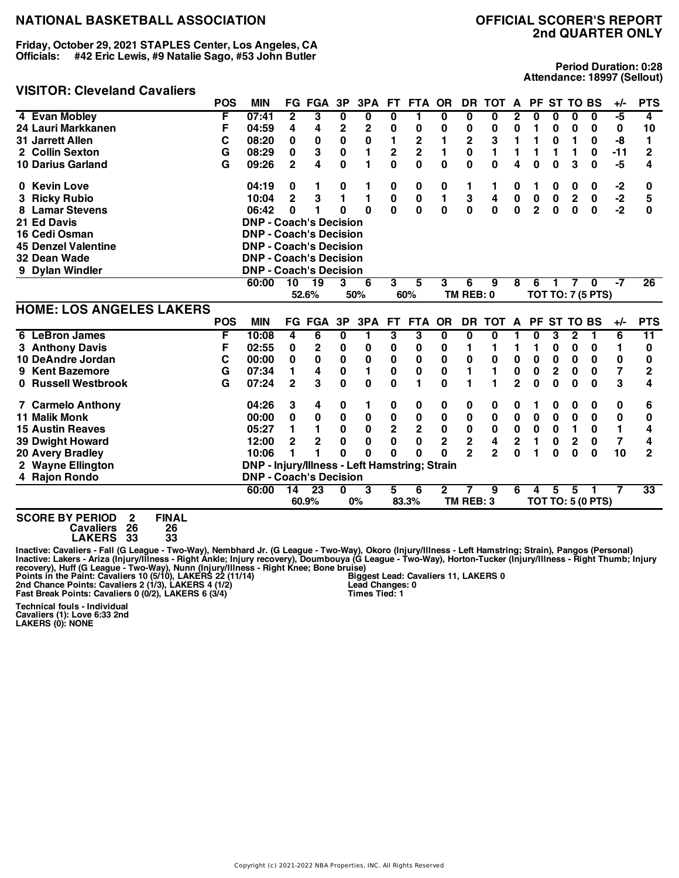# NATIONAL BASKETBALL ASSOCIATION

## OFFICIAL SCORER'S REPORT
## 2nd QUARTER ONLY

**Friday, October 29, 2021 STAPLES Center, Los Angeles, CA**
**Officials: #42 Eric Lewis, #9 Natalie Sago, #53 John Butler**

**Period Duration: 0:28**
**Attendance: 18997 (Sellout)**

### VISITOR: Cleveland Cavaliers

| | POS | MIN | FG | FGA | 3P | 3PA | FT | FTA | OR | DR | TOT | A | PF | ST | TO | BS | +/- | PTS |
|---|---|---|---|---|---|---|---|---|---|---|---|---|---|---|---|---|---|---|
| 4 Evan Mobley | F | 07:41 | 2 | 3 | 0 | 0 | 0 | 1 | 0 | 0 | 0 | 2 | 0 | 0 | 0 | 0 | -5 | 4 |
| 24 Lauri Markkanen | F | 04:59 | 4 | 4 | 2 | 2 | 0 | 0 | 0 | 0 | 0 | 0 | 1 | 0 | 0 | 0 | 0 | 10 |
| 31 Jarrett Allen | C | 08:20 | 0 | 0 | 0 | 0 | 1 | 2 | 1 | 2 | 3 | 1 | 1 | 0 | 1 | 0 | -8 | 1 |
| 2 Collin Sexton | G | 08:29 | 0 | 3 | 0 | 1 | 2 | 2 | 1 | 0 | 1 | 1 | 1 | 1 | 1 | 0 | -11 | 2 |
| 10 Darius Garland | G | 09:26 | 2 | 4 | 0 | 1 | 0 | 0 | 0 | 0 | 0 | 4 | 0 | 0 | 3 | 0 | -5 | 4 |
| 0 Kevin Love | | 04:19 | 0 | 1 | 0 | 1 | 0 | 0 | 0 | 1 | 1 | 0 | 1 | 0 | 0 | 0 | -2 | 0 |
| 3 Ricky Rubio | | 10:04 | 2 | 3 | 1 | 1 | 0 | 0 | 1 | 3 | 4 | 0 | 0 | 0 | 2 | 0 | -2 | 5 |
| 8 Lamar Stevens | | 06:42 | 0 | 1 | 0 | 0 | 0 | 0 | 0 | 0 | 0 | 0 | 2 | 0 | 0 | 0 | -2 | 0 |
| 21 Ed Davis | | DNP - Coach's Decision | | | | | | | | | | | | | | | | |
| 16 Cedi Osman | | DNP - Coach's Decision | | | | | | | | | | | | | | | | |
| 45 Denzel Valentine | | DNP - Coach's Decision | | | | | | | | | | | | | | | | |
| 32 Dean Wade | | DNP - Coach's Decision | | | | | | | | | | | | | | | | |
| 9 Dylan Windler | | DNP - Coach's Decision | | | | | | | | | | | | | | | | |
| | | 60:00 | 10 | 19 | 3 | 6 | 3 | 5 | 3 | 6 | 9 | 8 | 6 | 1 | 7 | 0 | -7 | 26 |
| | | | 52.6% | | 50% | | 60% | | | TM REB: 0 | | | TOT TO: 7 (5 PTS) | | | | | |

### HOME: LOS ANGELES LAKERS

| | POS | MIN | FG | FGA | 3P | 3PA | FT | FTA | OR | DR | TOT | A | PF | ST | TO | BS | +/- | PTS |
|---|---|---|---|---|---|---|---|---|---|---|---|---|---|---|---|---|---|---|
| 6 LeBron James | F | 10:08 | 4 | 6 | 0 | 1 | 3 | 3 | 0 | 0 | 0 | 1 | 0 | 3 | 2 | 1 | 6 | 11 |
| 3 Anthony Davis | F | 02:55 | 0 | 2 | 0 | 0 | 0 | 0 | 0 | 1 | 1 | 1 | 1 | 0 | 0 | 0 | 1 | 0 |
| 10 DeAndre Jordan | C | 00:00 | 0 | 0 | 0 | 0 | 0 | 0 | 0 | 0 | 0 | 0 | 0 | 0 | 0 | 0 | 0 | 0 |
| 9 Kent Bazemore | G | 07:34 | 1 | 4 | 0 | 1 | 0 | 0 | 0 | 1 | 1 | 0 | 0 | 2 | 0 | 0 | 7 | 2 |
| 0 Russell Westbrook | G | 07:24 | 2 | 3 | 0 | 0 | 0 | 1 | 0 | 1 | 1 | 2 | 0 | 0 | 0 | 0 | 3 | 4 |
| 7 Carmelo Anthony | | 04:26 | 3 | 4 | 0 | 1 | 0 | 0 | 0 | 0 | 0 | 0 | 1 | 0 | 0 | 0 | 0 | 6 |
| 11 Malik Monk | | 00:00 | 0 | 0 | 0 | 0 | 0 | 0 | 0 | 0 | 0 | 0 | 0 | 0 | 0 | 0 | 0 | 0 |
| 15 Austin Reaves | | 05:27 | 1 | 1 | 0 | 0 | 2 | 2 | 0 | 0 | 0 | 0 | 0 | 0 | 1 | 0 | 1 | 4 |
| 39 Dwight Howard | | 12:00 | 2 | 2 | 0 | 0 | 0 | 0 | 2 | 2 | 4 | 2 | 1 | 0 | 2 | 0 | 7 | 4 |
| 20 Avery Bradley | | 10:06 | 1 | 1 | 0 | 0 | 0 | 0 | 0 | 2 | 2 | 0 | 1 | 0 | 0 | 0 | 10 | 2 |
| 2 Wayne Ellington | | DNP - Injury/Illness - Left Hamstring; Strain | | | | | | | | | | | | | | | | |
| 4 Rajon Rondo | | DNP - Coach's Decision | | | | | | | | | | | | | | | | |
| | | 60:00 | 14 | 23 | 0 | 3 | 5 | 6 | 2 | 7 | 9 | 6 | 4 | 5 | 5 | 1 | 7 | 33 |
| | | | 60.9% | | 0% | | 83.3% | | | TM REB: 3 | | | TOT TO: 5 (0 PTS) | | | | | |

**SCORE BY PERIOD**

| | 2 | FINAL |
|---|---|---|
| Cavaliers | 26 | 26 |
| LAKERS | 33 | 33 |

**Inactive: Cavaliers - Fall (G League - Two-Way), Nembhard Jr. (G League - Two-Way), Okoro (Injury/Illness - Left Hamstring; Strain), Pangos (Personal)**
**Inactive: Lakers - Ariza (Injury/Illness - Right Ankle; Injury recovery), Doumbouya (G League - Two-Way), Horton-Tucker (Injury/Illness - Right Thumb; Injury recovery), Huff (G League - Two-Way), Nunn (Injury/Illness - Right Knee; Bone bruise)**

**Points in the Paint: Cavaliers 10 (5/10), LAKERS 22 (11/14)**
**2nd Chance Points: Cavaliers 2 (1/3), LAKERS 4 (1/2)**
**Fast Break Points: Cavaliers 0 (0/2), LAKERS 6 (3/4)**

**Biggest Lead: Cavaliers 11, LAKERS 0**
**Lead Changes: 0**
**Times Tied: 1**

**Technical fouls - Individual**
**Cavaliers (1): Love 6:33 2nd**
**LAKERS (0): NONE**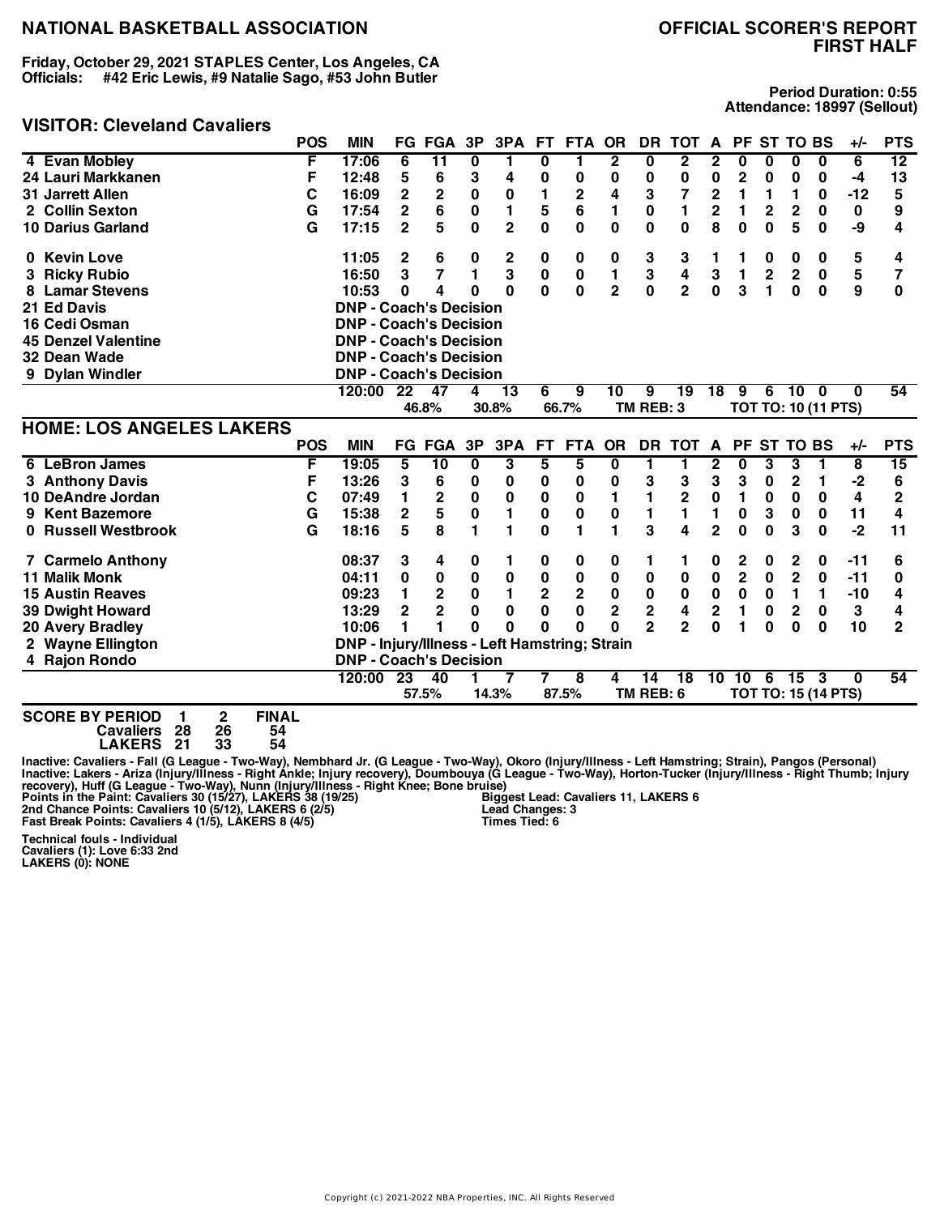# NATIONAL BASKETBALL ASSOCIATION

## OFFICIAL SCORER'S REPORT
## FIRST HALF

**Friday, October 29, 2021 STAPLES Center, Los Angeles, CA**
**Officials: #42 Eric Lewis, #9 Natalie Sago, #53 John Butler**

**Period Duration: 0:55**
**Attendance: 18997 (Sellout)**

### VISITOR: Cleveland Cavaliers

| | POS | MIN | FG | FGA | 3P | 3PA | FT | FTA | OR | DR | TOT | A | PF | ST | TO | BS | +/- | PTS |
|---|---|---|---|---|---|---|---|---|---|---|---|---|---|---|---|---|---|---|
| 4 Evan Mobley | F | 17:06 | 6 | 11 | 0 | 1 | 0 | 1 | 2 | 0 | 2 | 2 | 0 | 0 | 0 | 0 | 6 | 12 |
| 24 Lauri Markkanen | F | 12:48 | 5 | 6 | 3 | 4 | 0 | 0 | 0 | 0 | 0 | 0 | 2 | 0 | 0 | 0 | -4 | 13 |
| 31 Jarrett Allen | C | 16:09 | 2 | 2 | 0 | 0 | 1 | 2 | 4 | 3 | 7 | 2 | 1 | 1 | 1 | 0 | -12 | 5 |
| 2 Collin Sexton | G | 17:54 | 2 | 6 | 0 | 1 | 5 | 6 | 1 | 0 | 1 | 2 | 1 | 2 | 2 | 0 | 0 | 9 |
| 10 Darius Garland | G | 17:15 | 2 | 5 | 0 | 2 | 0 | 0 | 0 | 0 | 0 | 8 | 0 | 0 | 5 | 0 | -9 | 4 |
| 0 Kevin Love | | 11:05 | 2 | 6 | 0 | 2 | 0 | 0 | 0 | 3 | 3 | 1 | 1 | 0 | 0 | 0 | 5 | 4 |
| 3 Ricky Rubio | | 16:50 | 3 | 7 | 1 | 3 | 0 | 0 | 1 | 3 | 4 | 3 | 1 | 2 | 2 | 0 | 5 | 7 |
| 8 Lamar Stevens | | 10:53 | 0 | 4 | 0 | 0 | 0 | 0 | 2 | 0 | 2 | 0 | 3 | 1 | 0 | 0 | 9 | 0 |
| 21 Ed Davis | | DNP - Coach's Decision | | | | | | | | | | | | | | | | |
| 16 Cedi Osman | | DNP - Coach's Decision | | | | | | | | | | | | | | | | |
| 45 Denzel Valentine | | DNP - Coach's Decision | | | | | | | | | | | | | | | | |
| 32 Dean Wade | | DNP - Coach's Decision | | | | | | | | | | | | | | | | |
| 9 Dylan Windler | | DNP - Coach's Decision | | | | | | | | | | | | | | | | |
| | | 120:00 | 22 | 47 | 4 | 13 | 6 | 9 | 10 | 9 | 19 | 18 | 9 | 6 | 10 | 0 | 0 | 54 |
| | | | | 46.8% | | 30.8% | | 66.7% | | TM REB: 3 | | | TOT TO: 10 (11 PTS) | | | | | |

### HOME: LOS ANGELES LAKERS

| | POS | MIN | FG | FGA | 3P | 3PA | FT | FTA | OR | DR | TOT | A | PF | ST | TO | BS | +/- | PTS |
|---|---|---|---|---|---|---|---|---|---|---|---|---|---|---|---|---|---|---|
| 6 LeBron James | F | 19:05 | 5 | 10 | 0 | 3 | 5 | 5 | 0 | 1 | 1 | 2 | 0 | 3 | 3 | 1 | 8 | 15 |
| 3 Anthony Davis | F | 13:26 | 3 | 6 | 0 | 0 | 0 | 0 | 0 | 3 | 3 | 3 | 3 | 0 | 2 | 1 | -2 | 6 |
| 10 DeAndre Jordan | C | 07:49 | 1 | 2 | 0 | 0 | 0 | 0 | 1 | 1 | 2 | 0 | 1 | 0 | 0 | 0 | 4 | 2 |
| 9 Kent Bazemore | G | 15:38 | 2 | 5 | 0 | 1 | 0 | 0 | 0 | 1 | 1 | 1 | 0 | 3 | 0 | 0 | 11 | 4 |
| 0 Russell Westbrook | G | 18:16 | 5 | 8 | 1 | 1 | 0 | 1 | 1 | 3 | 4 | 2 | 0 | 0 | 3 | 0 | -2 | 11 |
| 7 Carmelo Anthony | | 08:37 | 3 | 4 | 0 | 1 | 0 | 0 | 0 | 1 | 1 | 0 | 2 | 0 | 2 | 0 | -11 | 6 |
| 11 Malik Monk | | 04:11 | 0 | 0 | 0 | 0 | 0 | 0 | 0 | 0 | 0 | 0 | 2 | 0 | 2 | 0 | -11 | 0 |
| 15 Austin Reaves | | 09:23 | 1 | 2 | 0 | 1 | 2 | 2 | 0 | 0 | 0 | 0 | 0 | 0 | 1 | 1 | -10 | 4 |
| 39 Dwight Howard | | 13:29 | 2 | 2 | 0 | 0 | 0 | 0 | 2 | 2 | 4 | 2 | 1 | 0 | 2 | 0 | 3 | 4 |
| 20 Avery Bradley | | 10:06 | 1 | 1 | 0 | 0 | 0 | 0 | 0 | 2 | 2 | 0 | 1 | 0 | 0 | 0 | 10 | 2 |
| 2 Wayne Ellington | | DNP - Injury/Illness - Left Hamstring; Strain | | | | | | | | | | | | | | | | |
| 4 Rajon Rondo | | DNP - Coach's Decision | | | | | | | | | | | | | | | | |
| | | 120:00 | 23 | 40 | 1 | 7 | 7 | 8 | 4 | 14 | 18 | 10 | 10 | 6 | 15 | 3 | 0 | 54 |
| | | | | 57.5% | | 14.3% | | 87.5% | | TM REB: 6 | | | TOT TO: 15 (14 PTS) | | | | | |

**SCORE BY PERIOD**

| | 1 | 2 | FINAL |
|---|---|---|---|
| Cavaliers | 28 | 26 | 54 |
| LAKERS | 21 | 33 | 54 |

**Inactive: Cavaliers - Fall (G League - Two-Way), Nembhard Jr. (G League - Two-Way), Okoro (Injury/Illness - Left Hamstring; Strain), Pangos (Personal)**
**Inactive: Lakers - Ariza (Injury/Illness - Right Ankle; Injury recovery), Doumbouya (G League - Two-Way), Horton-Tucker (Injury/Illness - Right Thumb; Injury recovery), Huff (G League - Two-Way), Nunn (Injury/Illness - Right Knee; Bone bruise)**

**Points in the Paint: Cavaliers 30 (15/27), LAKERS 38 (19/25)**
**2nd Chance Points: Cavaliers 10 (5/12), LAKERS 6 (2/5)**
**Fast Break Points: Cavaliers 4 (1/5), LAKERS 8 (4/5)**

**Biggest Lead: Cavaliers 11, LAKERS 6**
**Lead Changes: 3**
**Times Tied: 6**

**Technical fouls - Individual**
**Cavaliers (1): Love 6:33 2nd**
**LAKERS (0): NONE**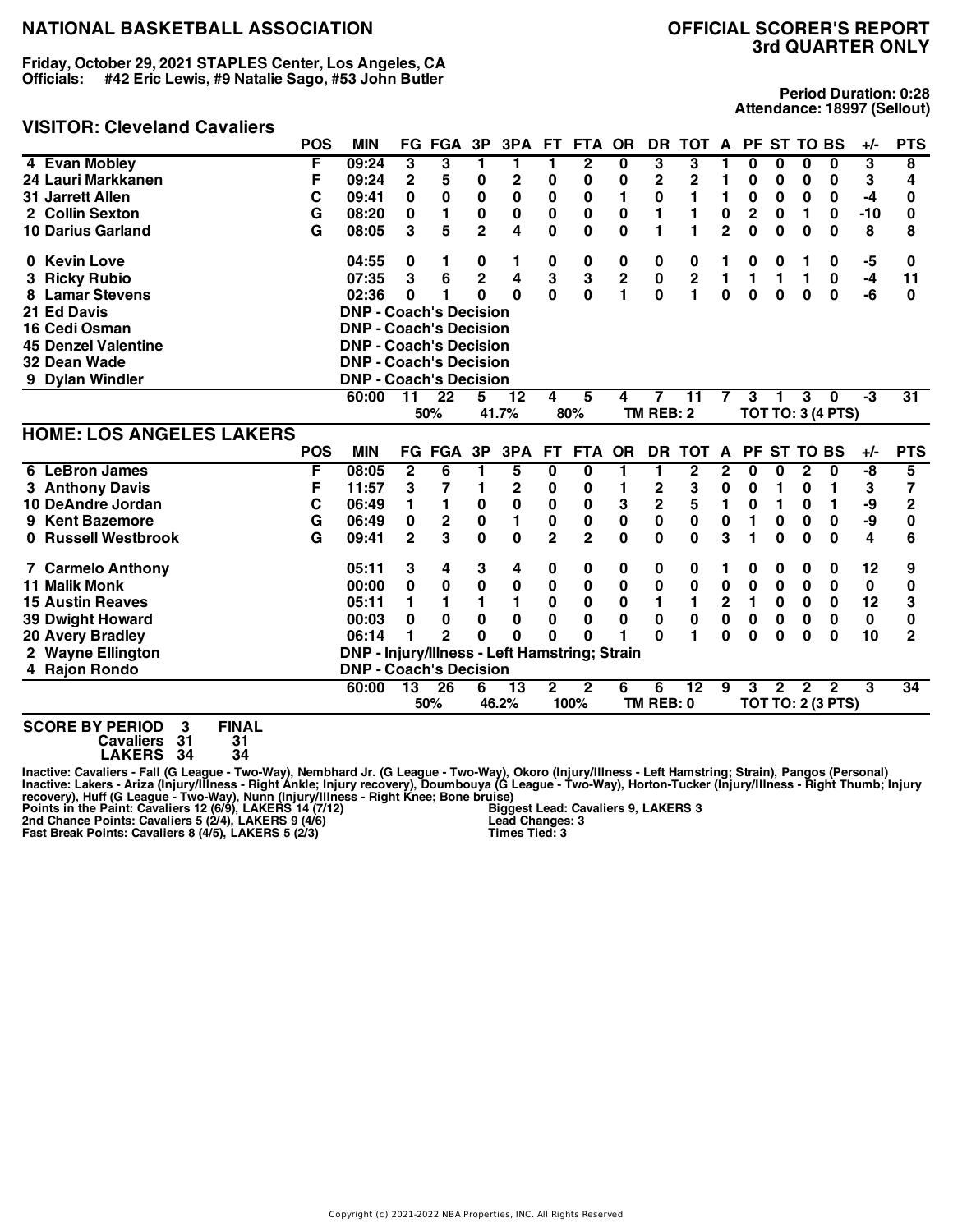# NATIONAL BASKETBALL ASSOCIATION

## OFFICIAL SCORER'S REPORT 3rd QUARTER ONLY

**Friday, October 29, 2021 STAPLES Center, Los Angeles, CA**
**Officials: #42 Eric Lewis, #9 Natalie Sago, #53 John Butler**

**Period Duration: 0:28**
**Attendance: 18997 (Sellout)**

### VISITOR: Cleveland Cavaliers

| | POS | MIN | FG | FGA | 3P | 3PA | FT | FTA | OR | DR | TOT | A | PF | ST | TO | BS | +/- | PTS |
|---|---|---|---|---|---|---|---|---|---|---|---|---|---|---|---|---|---|---|
| 4 Evan Mobley | F | 09:24 | 3 | 3 | 1 | 1 | 1 | 2 | 0 | 3 | 3 | 1 | 0 | 0 | 0 | 0 | 3 | 8 |
| 24 Lauri Markkanen | F | 09:24 | 2 | 5 | 0 | 2 | 0 | 0 | 0 | 2 | 2 | 1 | 0 | 0 | 0 | 0 | 3 | 4 |
| 31 Jarrett Allen | C | 09:41 | 0 | 0 | 0 | 0 | 0 | 0 | 1 | 0 | 1 | 1 | 0 | 0 | 0 | 0 | -4 | 0 |
| 2 Collin Sexton | G | 08:20 | 0 | 1 | 0 | 0 | 0 | 0 | 0 | 1 | 1 | 0 | 2 | 0 | 1 | 0 | -10 | 0 |
| 10 Darius Garland | G | 08:05 | 3 | 5 | 2 | 4 | 0 | 0 | 0 | 1 | 1 | 2 | 0 | 0 | 0 | 0 | 8 | 8 |
| 0 Kevin Love | | 04:55 | 0 | 1 | 0 | 1 | 0 | 0 | 0 | 0 | 0 | 1 | 0 | 0 | 1 | 0 | -5 | 0 |
| 3 Ricky Rubio | | 07:35 | 3 | 6 | 2 | 4 | 3 | 3 | 2 | 0 | 2 | 1 | 1 | 1 | 1 | 0 | -4 | 11 |
| 8 Lamar Stevens | | 02:36 | 0 | 1 | 0 | 0 | 0 | 0 | 1 | 0 | 1 | 0 | 0 | 0 | 0 | 0 | -6 | 0 |
| 21 Ed Davis | | DNP - Coach's Decision | | | | | | | | | | | | | | | | |
| 16 Cedi Osman | | DNP - Coach's Decision | | | | | | | | | | | | | | | | |
| 45 Denzel Valentine | | DNP - Coach's Decision | | | | | | | | | | | | | | | | |
| 32 Dean Wade | | DNP - Coach's Decision | | | | | | | | | | | | | | | | |
| 9 Dylan Windler | | DNP - Coach's Decision | | | | | | | | | | | | | | | | |
| | | 60:00 | 11 | 22 | 5 | 12 | 4 | 5 | 4 | 7 | 11 | 7 | 3 | 1 | 3 | 0 | -3 | 31 |
| | | | | 50% | | 41.7% | | 80% | | TM REB: 2 | | | | TOT TO: 3 (4 PTS) | | | | |

### HOME: LOS ANGELES LAKERS

| | POS | MIN | FG | FGA | 3P | 3PA | FT | FTA | OR | DR | TOT | A | PF | ST | TO | BS | +/- | PTS |
|---|---|---|---|---|---|---|---|---|---|---|---|---|---|---|---|---|---|---|
| 6 LeBron James | F | 08:05 | 2 | 6 | 1 | 5 | 0 | 0 | 1 | 1 | 2 | 2 | 0 | 0 | 2 | 0 | -8 | 5 |
| 3 Anthony Davis | F | 11:57 | 3 | 7 | 1 | 2 | 0 | 0 | 1 | 2 | 3 | 0 | 0 | 1 | 0 | 1 | 3 | 7 |
| 10 DeAndre Jordan | C | 06:49 | 1 | 1 | 0 | 0 | 0 | 0 | 3 | 2 | 5 | 1 | 0 | 1 | 0 | 1 | -9 | 2 |
| 9 Kent Bazemore | G | 06:49 | 0 | 2 | 0 | 1 | 0 | 0 | 0 | 0 | 0 | 0 | 1 | 0 | 0 | 0 | -9 | 0 |
| 0 Russell Westbrook | G | 09:41 | 2 | 3 | 0 | 0 | 2 | 2 | 0 | 0 | 0 | 3 | 1 | 0 | 0 | 0 | 4 | 6 |
| 7 Carmelo Anthony | | 05:11 | 3 | 4 | 3 | 4 | 0 | 0 | 0 | 0 | 0 | 1 | 0 | 0 | 0 | 0 | 12 | 9 |
| 11 Malik Monk | | 00:00 | 0 | 0 | 0 | 0 | 0 | 0 | 0 | 0 | 0 | 0 | 0 | 0 | 0 | 0 | 0 | 0 |
| 15 Austin Reaves | | 05:11 | 1 | 1 | 1 | 1 | 0 | 0 | 0 | 1 | 1 | 2 | 1 | 0 | 0 | 0 | 12 | 3 |
| 39 Dwight Howard | | 00:03 | 0 | 0 | 0 | 0 | 0 | 0 | 0 | 0 | 0 | 0 | 0 | 0 | 0 | 0 | 0 | 0 |
| 20 Avery Bradley | | 06:14 | 1 | 2 | 0 | 0 | 0 | 0 | 1 | 0 | 1 | 0 | 0 | 0 | 0 | 0 | 10 | 2 |
| 2 Wayne Ellington | | DNP - Injury/Illness - Left Hamstring; Strain | | | | | | | | | | | | | | | | |
| 4 Rajon Rondo | | DNP - Coach's Decision | | | | | | | | | | | | | | | | |
| | | 60:00 | 13 | 26 | 6 | 13 | 2 | 2 | 6 | 6 | 12 | 9 | 3 | 2 | 2 | 2 | 3 | 34 |
| | | | | 50% | | 46.2% | | 100% | | TM REB: 0 | | | | TOT TO: 2 (3 PTS) | | | | |

| SCORE BY PERIOD | 3 | FINAL |
|---|---|---|
| Cavaliers | 31 | 31 |
| LAKERS | 34 | 34 |

Inactive: Cavaliers - Fall (G League - Two-Way), Nembhard Jr. (G League - Two-Way), Okoro (Injury/Illness - Left Hamstring; Strain), Pangos (Personal)
Inactive: Lakers - Ariza (Injury/Illness - Right Ankle; Injury recovery), Doumbouya (G League - Two-Way), Horton-Tucker (Injury/Illness - Right Thumb; Injury recovery), Huff (G League - Two-Way), Nunn (Injury/Illness - Right Knee; Bone bruise)

Points in the Paint: Cavaliers 12 (6/9), LAKERS 14 (7/12)
2nd Chance Points: Cavaliers 5 (2/4), LAKERS 9 (4/6)
Fast Break Points: Cavaliers 8 (4/5), LAKERS 5 (2/3)

Biggest Lead: Cavaliers 9, LAKERS 3
Lead Changes: 3
Times Tied: 3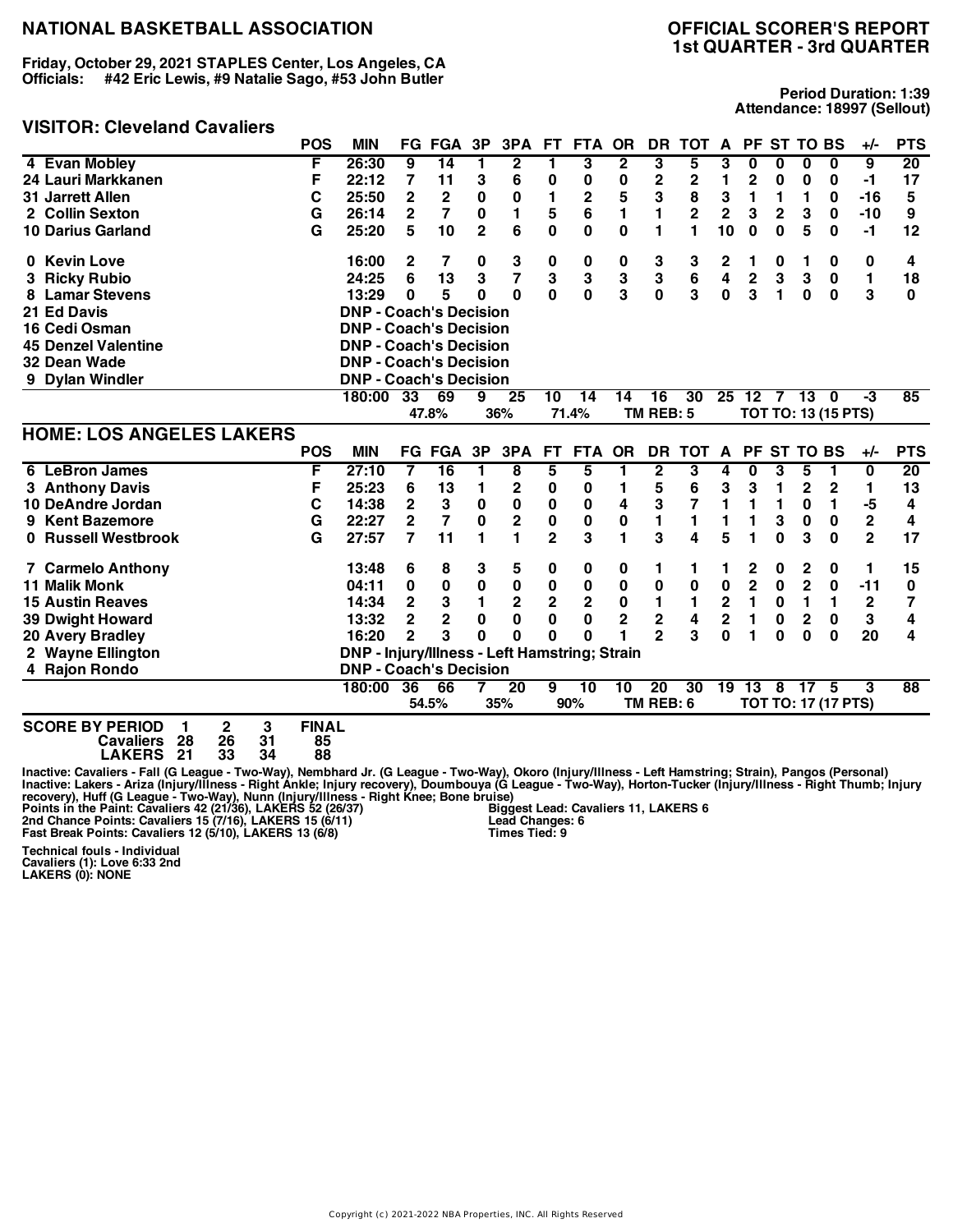# NATIONAL BASKETBALL ASSOCIATION

## OFFICIAL SCORER'S REPORT
## 1st QUARTER - 3rd QUARTER

**Friday, October 29, 2021 STAPLES Center, Los Angeles, CA**
**Officials: #42 Eric Lewis, #9 Natalie Sago, #53 John Butler**

**Period Duration: 1:39**
**Attendance: 18997 (Sellout)**

### VISITOR: Cleveland Cavaliers

| | POS | MIN | FG | FGA | 3P | 3PA | FT | FTA | OR | DR | TOT | A | PF | ST | TO | BS | +/- | PTS |
|---|---|---|---|---|---|---|---|---|---|---|---|---|---|---|---|---|---|---|
| 4 Evan Mobley | F | 26:30 | 9 | 14 | 1 | 2 | 1 | 3 | 2 | 3 | 5 | 3 | 0 | 0 | 0 | 0 | 9 | 20 |
| 24 Lauri Markkanen | F | 22:12 | 7 | 11 | 3 | 6 | 0 | 0 | 0 | 2 | 2 | 1 | 2 | 0 | 0 | 0 | -1 | 17 |
| 31 Jarrett Allen | C | 25:50 | 2 | 2 | 0 | 0 | 1 | 2 | 5 | 3 | 8 | 3 | 1 | 1 | 1 | 0 | -16 | 5 |
| 2 Collin Sexton | G | 26:14 | 2 | 7 | 0 | 1 | 5 | 6 | 1 | 1 | 2 | 2 | 3 | 2 | 3 | 0 | -10 | 9 |
| 10 Darius Garland | G | 25:20 | 5 | 10 | 2 | 6 | 0 | 0 | 0 | 1 | 1 | 10 | 0 | 0 | 5 | 0 | -1 | 12 |
| 0 Kevin Love | | 16:00 | 2 | 7 | 0 | 3 | 0 | 0 | 0 | 3 | 3 | 2 | 1 | 0 | 1 | 0 | 0 | 4 |
| 3 Ricky Rubio | | 24:25 | 6 | 13 | 3 | 7 | 3 | 3 | 3 | 3 | 6 | 4 | 2 | 3 | 3 | 0 | 1 | 18 |
| 8 Lamar Stevens | | 13:29 | 0 | 5 | 0 | 0 | 0 | 0 | 3 | 0 | 3 | 0 | 3 | 1 | 0 | 0 | 3 | 0 |
| 21 Ed Davis | | DNP - Coach's Decision | | | | | | | | | | | | | | | | |
| 16 Cedi Osman | | DNP - Coach's Decision | | | | | | | | | | | | | | | | |
| 45 Denzel Valentine | | DNP - Coach's Decision | | | | | | | | | | | | | | | | |
| 32 Dean Wade | | DNP - Coach's Decision | | | | | | | | | | | | | | | | |
| 9 Dylan Windler | | DNP - Coach's Decision | | | | | | | | | | | | | | | | |
| | | 180:00 | 33 | 69 | 9 | 25 | 10 | 14 | 14 | 16 | 30 | 25 | 12 | 7 | 13 | 0 | -3 | 85 |
| | | | 47.8% | | 36% | | 71.4% | | | TM REB: 5 | | | TOT TO: 13 (15 PTS) | | | | | |

### HOME: LOS ANGELES LAKERS

| | POS | MIN | FG | FGA | 3P | 3PA | FT | FTA | OR | DR | TOT | A | PF | ST | TO | BS | +/- | PTS |
|---|---|---|---|---|---|---|---|---|---|---|---|---|---|---|---|---|---|---|
| 6 LeBron James | F | 27:10 | 7 | 16 | 1 | 8 | 5 | 5 | 1 | 2 | 3 | 4 | 0 | 3 | 5 | 1 | 0 | 20 |
| 3 Anthony Davis | F | 25:23 | 6 | 13 | 1 | 2 | 0 | 0 | 1 | 5 | 6 | 3 | 3 | 1 | 2 | 2 | 1 | 13 |
| 10 DeAndre Jordan | C | 14:38 | 2 | 3 | 0 | 0 | 0 | 0 | 4 | 3 | 7 | 1 | 1 | 1 | 0 | 1 | -5 | 4 |
| 9 Kent Bazemore | G | 22:27 | 2 | 7 | 0 | 2 | 0 | 0 | 0 | 1 | 1 | 1 | 1 | 3 | 0 | 0 | 2 | 4 |
| 0 Russell Westbrook | G | 27:57 | 7 | 11 | 1 | 1 | 2 | 3 | 1 | 3 | 4 | 5 | 1 | 0 | 3 | 0 | 2 | 17 |
| 7 Carmelo Anthony | | 13:48 | 6 | 8 | 3 | 5 | 0 | 0 | 0 | 1 | 1 | 1 | 2 | 0 | 2 | 0 | 1 | 15 |
| 11 Malik Monk | | 04:11 | 0 | 0 | 0 | 0 | 0 | 0 | 0 | 0 | 0 | 0 | 2 | 0 | 2 | 0 | -11 | 0 |
| 15 Austin Reaves | | 14:34 | 2 | 3 | 1 | 2 | 2 | 2 | 0 | 1 | 1 | 2 | 1 | 0 | 1 | 1 | 2 | 7 |
| 39 Dwight Howard | | 13:32 | 2 | 2 | 0 | 0 | 0 | 0 | 2 | 2 | 4 | 2 | 1 | 0 | 2 | 0 | 3 | 4 |
| 20 Avery Bradley | | 16:20 | 2 | 3 | 0 | 0 | 0 | 0 | 1 | 2 | 3 | 0 | 1 | 0 | 0 | 0 | 20 | 4 |
| 2 Wayne Ellington | | DNP - Injury/Illness - Left Hamstring; Strain | | | | | | | | | | | | | | | | |
| 4 Rajon Rondo | | DNP - Coach's Decision | | | | | | | | | | | | | | | | |
| | | 180:00 | 36 | 66 | 7 | 20 | 9 | 10 | 10 | 20 | 30 | 19 | 13 | 8 | 17 | 5 | 3 | 88 |
| | | | 54.5% | | 35% | | 90% | | | TM REB: 6 | | | TOT TO: 17 (17 PTS) | | | | | |

| SCORE BY PERIOD | 1 | 2 | 3 | FINAL |
|---|---|---|---|---|
| Cavaliers | 28 | 26 | 31 | 85 |
| LAKERS | 21 | 33 | 34 | 88 |

Inactive: Cavaliers - Fall (G League - Two-Way), Nembhard Jr. (G League - Two-Way), Okoro (Injury/Illness - Left Hamstring; Strain), Pangos (Personal)
Inactive: Lakers - Ariza (Injury/Illness - Right Ankle; Injury recovery), Doumbouya (G League - Two-Way), Horton-Tucker (Injury/Illness - Right Thumb; Injury recovery), Huff (G League - Two-Way), Nunn (Injury/Illness - Right Knee; Bone bruise)

Points in the Paint: Cavaliers 42 (21/36), LAKERS 52 (26/37)
2nd Chance Points: Cavaliers 15 (7/16), LAKERS 15 (6/11)
Fast Break Points: Cavaliers 12 (5/10), LAKERS 13 (6/8)

Biggest Lead: Cavaliers 11, LAKERS 6
Lead Changes: 6
Times Tied: 9

**Technical fouls - Individual**
**Cavaliers (1): Love 6:33 2nd**
**LAKERS (0): NONE**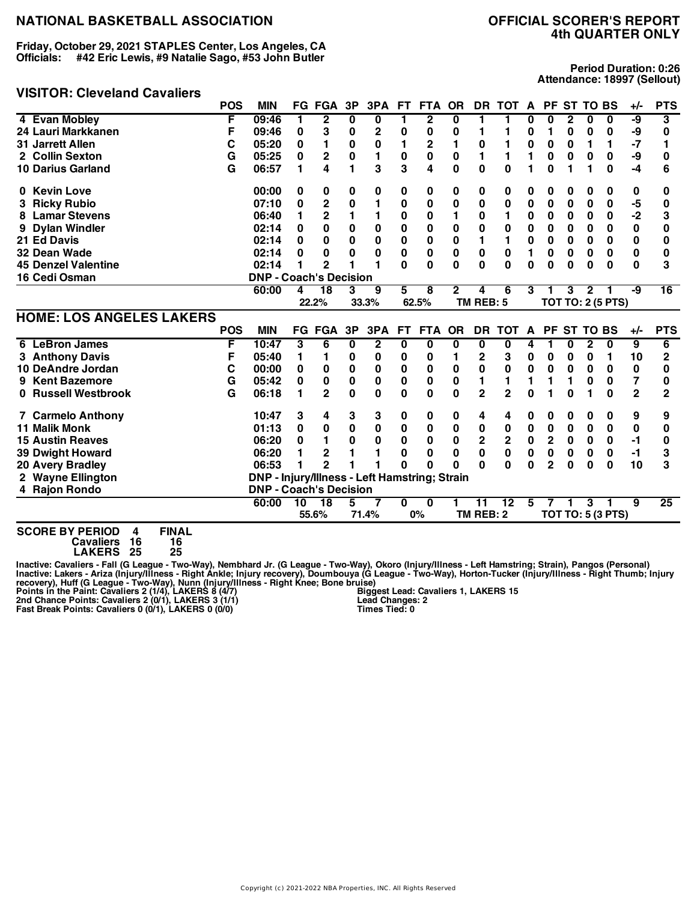# NATIONAL BASKETBALL ASSOCIATION

## OFFICIAL SCORER'S REPORT
## 4th QUARTER ONLY

**Friday, October 29, 2021 STAPLES Center, Los Angeles, CA**
**Officials: #42 Eric Lewis, #9 Natalie Sago, #53 John Butler**

**Period Duration: 0:26**
**Attendance: 18997 (Sellout)**

### VISITOR: Cleveland Cavaliers

| | POS | MIN | FG | FGA | 3P | 3PA | FT | FTA | OR | DR | TOT | A | PF | ST | TO | BS | +/- | PTS |
|---|---|---|---|---|---|---|---|---|---|---|---|---|---|---|---|---|---|---|
| 4 Evan Mobley | F | 09:46 | 1 | 2 | 0 | 0 | 1 | 2 | 0 | 1 | 1 | 0 | 0 | 2 | 0 | 0 | -9 | 3 |
| 24 Lauri Markkanen | F | 09:46 | 0 | 3 | 0 | 2 | 0 | 0 | 0 | 1 | 1 | 0 | 1 | 0 | 0 | 0 | -9 | 0 |
| 31 Jarrett Allen | C | 05:20 | 0 | 1 | 0 | 0 | 1 | 2 | 1 | 0 | 1 | 0 | 0 | 0 | 1 | 1 | -7 | 1 |
| 2 Collin Sexton | G | 05:25 | 0 | 2 | 0 | 1 | 0 | 0 | 0 | 1 | 1 | 1 | 0 | 0 | 0 | 0 | -9 | 0 |
| 10 Darius Garland | G | 06:57 | 1 | 4 | 1 | 3 | 3 | 4 | 0 | 0 | 0 | 1 | 0 | 1 | 1 | 0 | -4 | 6 |
| 0 Kevin Love | | 00:00 | 0 | 0 | 0 | 0 | 0 | 0 | 0 | 0 | 0 | 0 | 0 | 0 | 0 | 0 | 0 | 0 |
| 3 Ricky Rubio | | 07:10 | 0 | 2 | 0 | 1 | 0 | 0 | 0 | 0 | 0 | 0 | 0 | 0 | 0 | 0 | -5 | 0 |
| 8 Lamar Stevens | | 06:40 | 1 | 2 | 1 | 1 | 0 | 0 | 1 | 0 | 1 | 0 | 0 | 0 | 0 | 0 | -2 | 3 |
| 9 Dylan Windler | | 02:14 | 0 | 0 | 0 | 0 | 0 | 0 | 0 | 0 | 0 | 0 | 0 | 0 | 0 | 0 | 0 | 0 |
| 21 Ed Davis | | 02:14 | 0 | 0 | 0 | 0 | 0 | 0 | 0 | 1 | 1 | 0 | 0 | 0 | 0 | 0 | 0 | 0 |
| 32 Dean Wade | | 02:14 | 0 | 0 | 0 | 0 | 0 | 0 | 0 | 0 | 0 | 1 | 0 | 0 | 0 | 0 | 0 | 0 |
| 45 Denzel Valentine | | 02:14 | 1 | 2 | 1 | 1 | 0 | 0 | 0 | 0 | 0 | 0 | 0 | 0 | 0 | 0 | 0 | 3 |
| 16 Cedi Osman | | DNP - Coach's Decision | | | | | | | | | | | | | | | | |
| | | 60:00 | 4 | 18 | 3 | 9 | 5 | 8 | 2 | 4 | 6 | 3 | 1 | 3 | 2 | 1 | -9 | 16 |
| | | | | 22.2% | | 33.3% | | 62.5% | | TM REB: 5 | | | TOT TO: 2 (5 PTS) | | | | | |

### HOME: LOS ANGELES LAKERS

| | POS | MIN | FG | FGA | 3P | 3PA | FT | FTA | OR | DR | TOT | A | PF | ST | TO | BS | +/- | PTS |
|---|---|---|---|---|---|---|---|---|---|---|---|---|---|---|---|---|---|---|
| 6 LeBron James | F | 10:47 | 3 | 6 | 0 | 2 | 0 | 0 | 0 | 0 | 0 | 4 | 1 | 0 | 2 | 0 | 9 | 6 |
| 3 Anthony Davis | F | 05:40 | 1 | 1 | 0 | 0 | 0 | 0 | 1 | 2 | 3 | 0 | 0 | 0 | 0 | 1 | 10 | 2 |
| 10 DeAndre Jordan | C | 00:00 | 0 | 0 | 0 | 0 | 0 | 0 | 0 | 0 | 0 | 0 | 0 | 0 | 0 | 0 | 0 | 0 |
| 9 Kent Bazemore | G | 05:42 | 0 | 0 | 0 | 0 | 0 | 0 | 0 | 1 | 1 | 1 | 1 | 1 | 0 | 0 | 7 | 0 |
| 0 Russell Westbrook | G | 06:18 | 1 | 2 | 0 | 0 | 0 | 0 | 0 | 2 | 2 | 0 | 1 | 0 | 1 | 0 | 2 | 2 |
| 7 Carmelo Anthony | | 10:47 | 3 | 4 | 3 | 3 | 0 | 0 | 0 | 4 | 4 | 0 | 0 | 0 | 0 | 0 | 9 | 9 |
| 11 Malik Monk | | 01:13 | 0 | 0 | 0 | 0 | 0 | 0 | 0 | 0 | 0 | 0 | 0 | 0 | 0 | 0 | 0 | 0 |
| 15 Austin Reaves | | 06:20 | 0 | 1 | 0 | 0 | 0 | 0 | 0 | 2 | 2 | 0 | 2 | 0 | 0 | 0 | -1 | 0 |
| 39 Dwight Howard | | 06:20 | 1 | 2 | 1 | 1 | 0 | 0 | 0 | 0 | 0 | 0 | 0 | 0 | 0 | 0 | -1 | 3 |
| 20 Avery Bradley | | 06:53 | 1 | 2 | 1 | 1 | 0 | 0 | 0 | 0 | 0 | 0 | 2 | 0 | 0 | 0 | 10 | 3 |
| 2 Wayne Ellington | | DNP - Injury/Illness - Left Hamstring; Strain | | | | | | | | | | | | | | | | |
| 4 Rajon Rondo | | DNP - Coach's Decision | | | | | | | | | | | | | | | | |
| | | 60:00 | 10 | 18 | 5 | 7 | 0 | 0 | 1 | 11 | 12 | 5 | 7 | 1 | 3 | 1 | 9 | 25 |
| | | | | 55.6% | | 71.4% | | 0% | | TM REB: 2 | | | TOT TO: 5 (3 PTS) | | | | | |

| SCORE BY PERIOD | 4 | FINAL |
|---|---|---|
| Cavaliers | 16 | 16 |
| LAKERS | 25 | 25 |

Inactive: Cavaliers - Fall (G League - Two-Way), Nembhard Jr. (G League - Two-Way), Okoro (Injury/Illness - Left Hamstring; Strain), Pangos (Personal)
Inactive: Lakers - Ariza (Injury/Illness - Right Ankle; Injury recovery), Doumbouya (G League - Two-Way), Horton-Tucker (Injury/Illness - Right Thumb; Injury recovery), Huff (G League - Two-Way), Nunn (Injury/Illness - Right Knee; Bone bruise)

Points in the Paint: Cavaliers 2 (1/4), LAKERS 8 (4/7)
2nd Chance Points: Cavaliers 2 (0/1), LAKERS 3 (1/1)
Fast Break Points: Cavaliers 0 (0/1), LAKERS 0 (0/0)

Biggest Lead: Cavaliers 1, LAKERS 15
Lead Changes: 2
Times Tied: 0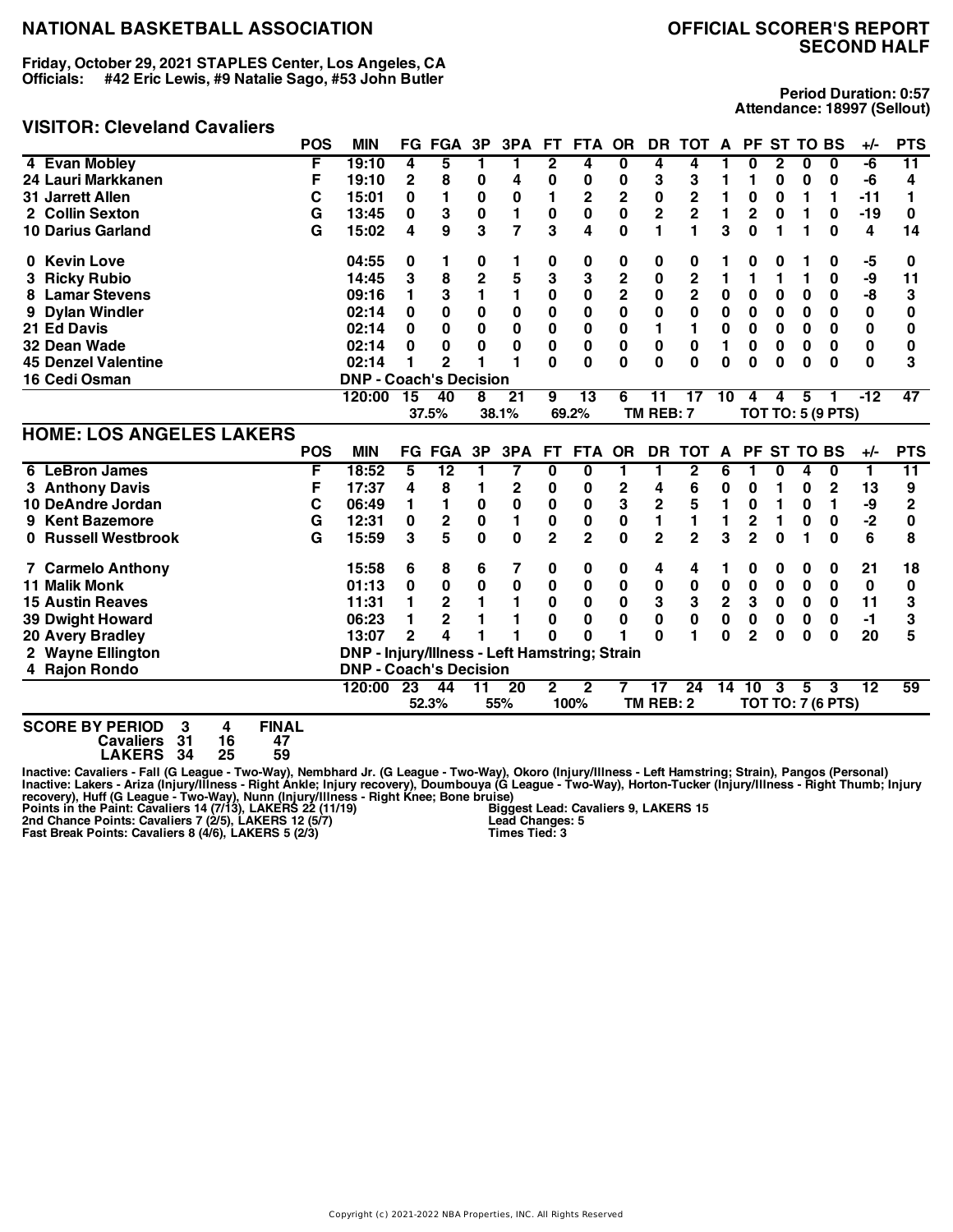# NATIONAL BASKETBALL ASSOCIATION

# OFFICIAL SCORER'S REPORT SECOND HALF

**Friday, October 29, 2021 STAPLES Center, Los Angeles, CA**
**Officials: #42 Eric Lewis, #9 Natalie Sago, #53 John Butler**

**Period Duration: 0:57**
**Attendance: 18997 (Sellout)**

## VISITOR: Cleveland Cavaliers

| | POS | MIN | FG | FGA | 3P | 3PA | FT | FTA | OR | DR | TOT | A | PF | ST | TO | BS | +/- | PTS |
|---|---|---|---|---|---|---|---|---|---|---|---|---|---|---|---|---|---|---|
| 4 Evan Mobley | F | 19:10 | 4 | 5 | 1 | 1 | 2 | 4 | 0 | 4 | 4 | 1 | 0 | 2 | 0 | 0 | -6 | 11 |
| 24 Lauri Markkanen | F | 19:10 | 2 | 8 | 0 | 4 | 0 | 0 | 0 | 3 | 3 | 1 | 1 | 0 | 0 | 0 | -6 | 4 |
| 31 Jarrett Allen | C | 15:01 | 0 | 1 | 0 | 0 | 1 | 2 | 2 | 0 | 2 | 1 | 0 | 0 | 1 | 1 | -11 | 1 |
| 2 Collin Sexton | G | 13:45 | 0 | 3 | 0 | 1 | 0 | 0 | 0 | 2 | 2 | 1 | 2 | 0 | 1 | 0 | -19 | 0 |
| 10 Darius Garland | G | 15:02 | 4 | 9 | 3 | 7 | 3 | 4 | 0 | 1 | 1 | 3 | 0 | 1 | 1 | 0 | 4 | 14 |
| 0 Kevin Love | | 04:55 | 0 | 1 | 0 | 1 | 0 | 0 | 0 | 0 | 0 | 1 | 0 | 0 | 1 | 0 | -5 | 0 |
| 3 Ricky Rubio | | 14:45 | 3 | 8 | 2 | 5 | 3 | 3 | 2 | 0 | 2 | 1 | 1 | 1 | 1 | 0 | -9 | 11 |
| 8 Lamar Stevens | | 09:16 | 1 | 3 | 1 | 1 | 0 | 0 | 2 | 0 | 2 | 0 | 0 | 0 | 0 | 0 | -8 | 3 |
| 9 Dylan Windler | | 02:14 | 0 | 0 | 0 | 0 | 0 | 0 | 0 | 0 | 0 | 0 | 0 | 0 | 0 | 0 | 0 | 0 |
| 21 Ed Davis | | 02:14 | 0 | 0 | 0 | 0 | 0 | 0 | 0 | 1 | 1 | 0 | 0 | 0 | 0 | 0 | 0 | 0 |
| 32 Dean Wade | | 02:14 | 0 | 0 | 0 | 0 | 0 | 0 | 0 | 0 | 0 | 1 | 0 | 0 | 0 | 0 | 0 | 0 |
| 45 Denzel Valentine | | 02:14 | 1 | 2 | 1 | 1 | 0 | 0 | 0 | 0 | 0 | 0 | 0 | 0 | 0 | 0 | 0 | 3 |
| 16 Cedi Osman | | DNP - Coach's Decision | | | | | | | | | | | | | | | | |
| | | 120:00 | 15 | 40 | 8 | 21 | 9 | 13 | 6 | 11 | 17 | 10 | 4 | 4 | 5 | 1 | -12 | 47 |
| | | | | 37.5% | | 38.1% | | 69.2% | | TM REB: 7 | | | TOT TO: 5 (9 PTS) | | | | | |

## HOME: LOS ANGELES LAKERS

| | POS | MIN | FG | FGA | 3P | 3PA | FT | FTA | OR | DR | TOT | A | PF | ST | TO | BS | +/- | PTS |
|---|---|---|---|---|---|---|---|---|---|---|---|---|---|---|---|---|---|---|
| 6 LeBron James | F | 18:52 | 5 | 12 | 1 | 7 | 0 | 0 | 1 | 1 | 2 | 6 | 1 | 0 | 4 | 0 | 1 | 11 |
| 3 Anthony Davis | F | 17:37 | 4 | 8 | 1 | 2 | 0 | 0 | 2 | 4 | 6 | 0 | 0 | 1 | 0 | 2 | 13 | 9 |
| 10 DeAndre Jordan | C | 06:49 | 1 | 1 | 0 | 0 | 0 | 0 | 3 | 2 | 5 | 1 | 0 | 1 | 0 | 1 | -9 | 2 |
| 9 Kent Bazemore | G | 12:31 | 0 | 2 | 0 | 1 | 0 | 0 | 0 | 1 | 1 | 1 | 2 | 1 | 0 | 0 | -2 | 0 |
| 0 Russell Westbrook | G | 15:59 | 3 | 5 | 0 | 0 | 2 | 2 | 0 | 2 | 2 | 3 | 2 | 0 | 1 | 0 | 6 | 8 |
| 7 Carmelo Anthony | | 15:58 | 6 | 8 | 6 | 7 | 0 | 0 | 0 | 4 | 4 | 1 | 0 | 0 | 0 | 0 | 21 | 18 |
| 11 Malik Monk | | 01:13 | 0 | 0 | 0 | 0 | 0 | 0 | 0 | 0 | 0 | 0 | 0 | 0 | 0 | 0 | 0 | 0 |
| 15 Austin Reaves | | 11:31 | 1 | 2 | 1 | 1 | 0 | 0 | 0 | 3 | 3 | 2 | 3 | 0 | 0 | 0 | 11 | 3 |
| 39 Dwight Howard | | 06:23 | 1 | 2 | 1 | 1 | 0 | 0 | 0 | 0 | 0 | 0 | 0 | 0 | 0 | 0 | -1 | 3 |
| 20 Avery Bradley | | 13:07 | 2 | 4 | 1 | 1 | 0 | 0 | 1 | 0 | 1 | 0 | 2 | 0 | 0 | 0 | 20 | 5 |
| 2 Wayne Ellington | | DNP - Injury/Illness - Left Hamstring; Strain | | | | | | | | | | | | | | | | |
| 4 Rajon Rondo | | DNP - Coach's Decision | | | | | | | | | | | | | | | | |
| | | 120:00 | 23 | 44 | 11 | 20 | 2 | 2 | 7 | 17 | 24 | 14 | 10 | 3 | 5 | 3 | 12 | 59 |
| | | | | 52.3% | | 55% | | 100% | | TM REB: 2 | | | TOT TO: 7 (6 PTS) | | | | | |

**SCORE BY PERIOD**

| | 3 | 4 | FINAL |
|---|---|---|---|
| Cavaliers | 31 | 16 | 47 |
| LAKERS | 34 | 25 | 59 |

**Inactive: Cavaliers - Fall (G League - Two-Way), Nembhard Jr. (G League - Two-Way), Okoro (Injury/Illness - Left Hamstring; Strain), Pangos (Personal)**
**Inactive: Lakers - Ariza (Injury/Illness - Right Ankle; Injury recovery), Doumbouya (G League - Two-Way), Horton-Tucker (Injury/Illness - Right Thumb; Injury recovery), Huff (G League - Two-Way), Nunn (Injury/Illness - Right Knee; Bone bruise)**
**Points in the Paint: Cavaliers 14 (7/13), LAKERS 22 (11/19)**
**2nd Chance Points: Cavaliers 7 (2/5), LAKERS 12 (5/7)**
**Fast Break Points: Cavaliers 8 (4/6), LAKERS 5 (2/3)**

**Biggest Lead: Cavaliers 9, LAKERS 15**
**Lead Changes: 5**
**Times Tied: 3**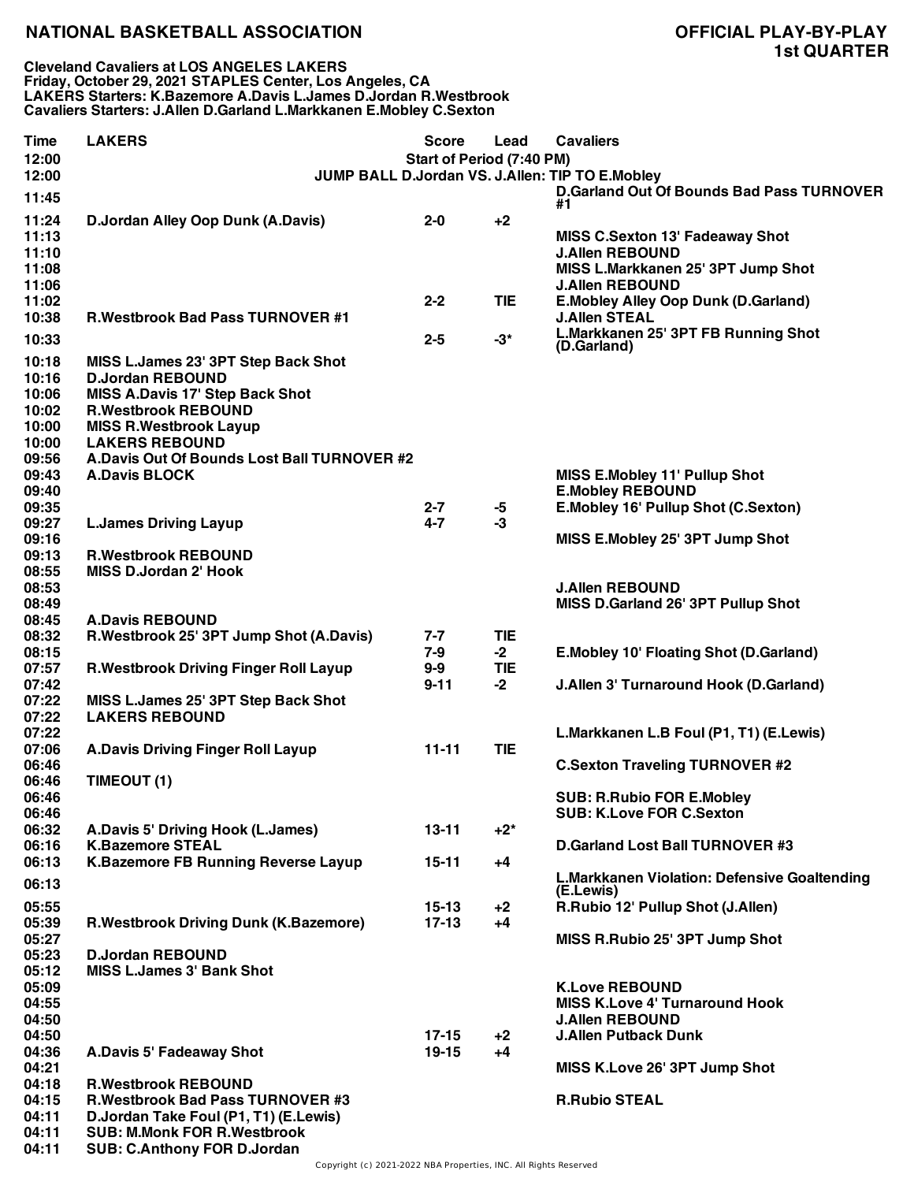# NATIONAL BASKETBALL ASSOCIATION

## OFFICIAL PLAY-BY-PLAY
## 1st QUARTER

**Cleveland Cavaliers at LOS ANGELES LAKERS**
**Friday, October 29, 2021 STAPLES Center, Los Angeles, CA**
**LAKERS Starters: K.Bazemore A.Davis L.James D.Jordan R.Westbrook**
**Cavaliers Starters: J.Allen D.Garland L.Markkanen E.Mobley C.Sexton**

| Time | LAKERS | Score | Lead | Cavaliers |
|---|---|---|---|---|
| 12:00 | | Start of Period (7:40 PM) | | |
| 12:00 | | JUMP BALL D.Jordan VS. J.Allen: TIP TO E.Mobley | | |
| 11:45 | | | | D.Garland Out Of Bounds Bad Pass TURNOVER #1 |
| 11:24 | D.Jordan Alley Oop Dunk (A.Davis) | 2-0 | +2 | |
| 11:13 | | | | MISS C.Sexton 13' Fadeaway Shot |
| 11:10 | | | | J.Allen REBOUND |
| 11:08 | | | | MISS L.Markkanen 25' 3PT Jump Shot |
| 11:06 | | | | J.Allen REBOUND |
| 11:02 | | 2-2 | TIE | E.Mobley Alley Oop Dunk (D.Garland) |
| 10:38 | R.Westbrook Bad Pass TURNOVER #1 | | | J.Allen STEAL |
| 10:33 | | 2-5 | -3* | L.Markkanen 25' 3PT FB Running Shot (D.Garland) |
| 10:18 | MISS L.James 23' 3PT Step Back Shot | | | |
| 10:16 | D.Jordan REBOUND | | | |
| 10:06 | MISS A.Davis 17' Step Back Shot | | | |
| 10:02 | R.Westbrook REBOUND | | | |
| 10:00 | MISS R.Westbrook Layup | | | |
| 10:00 | LAKERS REBOUND | | | |
| 09:56 | A.Davis Out Of Bounds Lost Ball TURNOVER #2 | | | |
| 09:43 | A.Davis BLOCK | | | MISS E.Mobley 11' Pullup Shot |
| 09:40 | | | | E.Mobley REBOUND |
| 09:35 | | 2-7 | -5 | E.Mobley 16' Pullup Shot (C.Sexton) |
| 09:27 | L.James Driving Layup | 4-7 | -3 | |
| 09:16 | | | | MISS E.Mobley 25' 3PT Jump Shot |
| 09:13 | R.Westbrook REBOUND | | | |
| 08:55 | MISS D.Jordan 2' Hook | | | |
| 08:53 | | | | J.Allen REBOUND |
| 08:49 | | | | MISS D.Garland 26' 3PT Pullup Shot |
| 08:45 | A.Davis REBOUND | | | |
| 08:32 | R.Westbrook 25' 3PT Jump Shot (A.Davis) | 7-7 | TIE | |
| 08:15 | | 7-9 | -2 | E.Mobley 10' Floating Shot (D.Garland) |
| 07:57 | R.Westbrook Driving Finger Roll Layup | 9-9 | TIE | |
| 07:42 | | 9-11 | -2 | J.Allen 3' Turnaround Hook (D.Garland) |
| 07:22 | MISS L.James 25' 3PT Step Back Shot | | | |
| 07:22 | LAKERS REBOUND | | | |
| 07:22 | | | | L.Markkanen L.B Foul (P1, T1) (E.Lewis) |
| 07:06 | A.Davis Driving Finger Roll Layup | 11-11 | TIE | |
| 06:46 | | | | C.Sexton Traveling TURNOVER #2 |
| 06:46 | TIMEOUT (1) | | | |
| 06:46 | | | | SUB: R.Rubio FOR E.Mobley |
| 06:46 | | | | SUB: K.Love FOR C.Sexton |
| 06:32 | A.Davis 5' Driving Hook (L.James) | 13-11 | +2* | |
| 06:16 | K.Bazemore STEAL | | | D.Garland Lost Ball TURNOVER #3 |
| 06:13 | K.Bazemore FB Running Reverse Layup | 15-11 | +4 | |
| 06:13 | | | | L.Markkanen Violation: Defensive Goaltending (E.Lewis) |
| 05:55 | | 15-13 | +2 | R.Rubio 12' Pullup Shot (J.Allen) |
| 05:39 | R.Westbrook Driving Dunk (K.Bazemore) | 17-13 | +4 | |
| 05:27 | | | | MISS R.Rubio 25' 3PT Jump Shot |
| 05:23 | D.Jordan REBOUND | | | |
| 05:12 | MISS L.James 3' Bank Shot | | | |
| 05:09 | | | | K.Love REBOUND |
| 04:55 | | | | MISS K.Love 4' Turnaround Hook |
| 04:50 | | | | J.Allen REBOUND |
| 04:50 | | 17-15 | +2 | J.Allen Putback Dunk |
| 04:36 | A.Davis 5' Fadeaway Shot | 19-15 | +4 | |
| 04:21 | | | | MISS K.Love 26' 3PT Jump Shot |
| 04:18 | R.Westbrook REBOUND | | | |
| 04:15 | R.Westbrook Bad Pass TURNOVER #3 | | | R.Rubio STEAL |
| 04:11 | D.Jordan Take Foul (P1, T1) (E.Lewis) | | | |
| 04:11 | SUB: M.Monk FOR R.Westbrook | | | |
| 04:11 | SUB: C.Anthony FOR D.Jordan | | | |

Copyright (c) 2021-2022 NBA Properties, INC. All Rights Reserved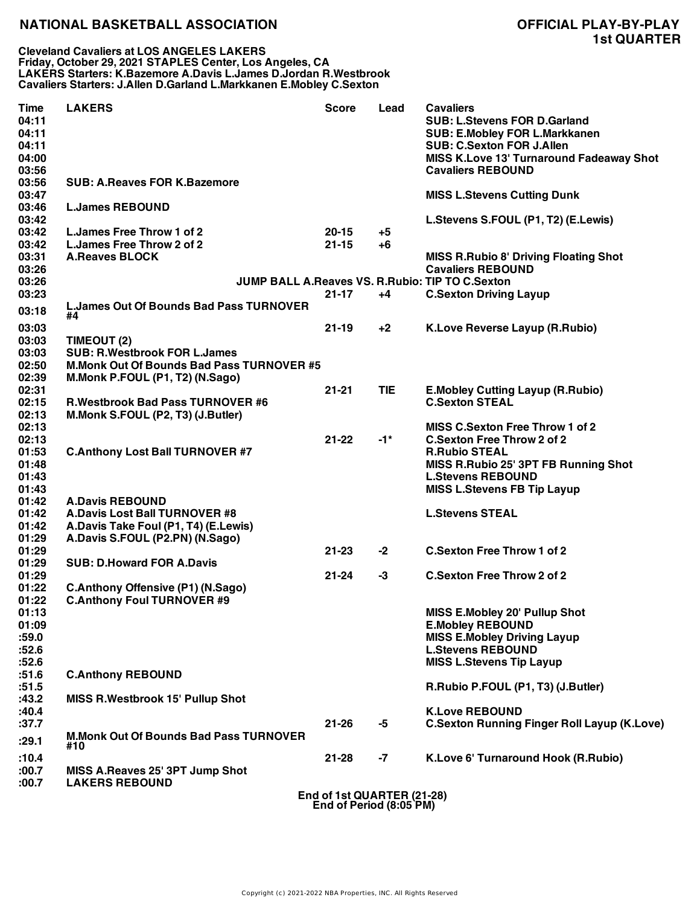# NATIONAL BASKETBALL ASSOCIATION

## OFFICIAL PLAY-BY-PLAY
## 1st QUARTER

**Cleveland Cavaliers at LOS ANGELES LAKERS**
**Friday, October 29, 2021 STAPLES Center, Los Angeles, CA**
**LAKERS Starters: K.Bazemore A.Davis L.James D.Jordan R.Westbrook**
**Cavaliers Starters: J.Allen D.Garland L.Markkanen E.Mobley C.Sexton**

| Time | LAKERS | Score | Lead | Cavaliers |
|---|---|---|---|---|
| 04:11 | | | | SUB: L.Stevens FOR D.Garland |
| 04:11 | | | | SUB: E.Mobley FOR L.Markkanen |
| 04:11 | | | | SUB: C.Sexton FOR J.Allen |
| 04:00 | | | | MISS K.Love 13' Turnaround Fadeaway Shot |
| 03:56 | | | | Cavaliers REBOUND |
| 03:56 | SUB: A.Reaves FOR K.Bazemore | | | |
| 03:47 | | | | MISS L.Stevens Cutting Dunk |
| 03:46 | L.James REBOUND | | | |
| 03:42 | | | | L.Stevens S.FOUL (P1, T2) (E.Lewis) |
| 03:42 | L.James Free Throw 1 of 2 | 20-15 | +5 | |
| 03:42 | L.James Free Throw 2 of 2 | 21-15 | +6 | |
| 03:31 | A.Reaves BLOCK | | | MISS R.Rubio 8' Driving Floating Shot |
| 03:26 | | | | Cavaliers REBOUND |
| 03:26 | JUMP BALL A.Reaves VS. R.Rubio: TIP TO C.Sexton | | | |
| 03:23 | | 21-17 | +4 | C.Sexton Driving Layup |
| 03:18 | L.James Out Of Bounds Bad Pass TURNOVER #4 | | | |
| 03:03 | | 21-19 | +2 | K.Love Reverse Layup (R.Rubio) |
| 03:03 | TIMEOUT (2) | | | |
| 03:03 | SUB: R.Westbrook FOR L.James | | | |
| 02:50 | M.Monk Out Of Bounds Bad Pass TURNOVER #5 | | | |
| 02:39 | M.Monk P.FOUL (P1, T2) (N.Sago) | | | |
| 02:31 | | 21-21 | TIE | E.Mobley Cutting Layup (R.Rubio) |
| 02:15 | R.Westbrook Bad Pass TURNOVER #6 | | | C.Sexton STEAL |
| 02:13 | M.Monk S.FOUL (P2, T3) (J.Butler) | | | |
| 02:13 | | | | MISS C.Sexton Free Throw 1 of 2 |
| 02:13 | | 21-22 | -1* | C.Sexton Free Throw 2 of 2 |
| 01:53 | C.Anthony Lost Ball TURNOVER #7 | | | R.Rubio STEAL |
| 01:48 | | | | MISS R.Rubio 25' 3PT FB Running Shot |
| 01:43 | | | | L.Stevens REBOUND |
| 01:43 | | | | MISS L.Stevens FB Tip Layup |
| 01:42 | A.Davis REBOUND | | | |
| 01:42 | A.Davis Lost Ball TURNOVER #8 | | | L.Stevens STEAL |
| 01:42 | A.Davis Take Foul (P1, T4) (E.Lewis) | | | |
| 01:29 | A.Davis S.FOUL (P2.PN) (N.Sago) | | | |
| 01:29 | | 21-23 | -2 | C.Sexton Free Throw 1 of 2 |
| 01:29 | SUB: D.Howard FOR A.Davis | | | |
| 01:29 | | 21-24 | -3 | C.Sexton Free Throw 2 of 2 |
| 01:22 | C.Anthony Offensive (P1) (N.Sago) | | | |
| 01:22 | C.Anthony Foul TURNOVER #9 | | | |
| 01:13 | | | | MISS E.Mobley 20' Pullup Shot |
| 01:09 | | | | E.Mobley REBOUND |
| :59.0 | | | | MISS E.Mobley Driving Layup |
| :52.6 | | | | L.Stevens REBOUND |
| :52.6 | | | | MISS L.Stevens Tip Layup |
| :51.6 | C.Anthony REBOUND | | | |
| :51.5 | | | | R.Rubio P.FOUL (P1, T3) (J.Butler) |
| :43.2 | MISS R.Westbrook 15' Pullup Shot | | | |
| :40.4 | | | | K.Love REBOUND |
| :37.7 | | 21-26 | -5 | C.Sexton Running Finger Roll Layup (K.Love) |
| :29.1 | M.Monk Out Of Bounds Bad Pass TURNOVER #10 | | | |
| :10.4 | | 21-28 | -7 | K.Love 6' Turnaround Hook (R.Rubio) |
| :00.7 | MISS A.Reaves 25' 3PT Jump Shot | | | |
| :00.7 | LAKERS REBOUND | | | |

**End of 1st QUARTER (21-28)**
**End of Period (8:05 PM)**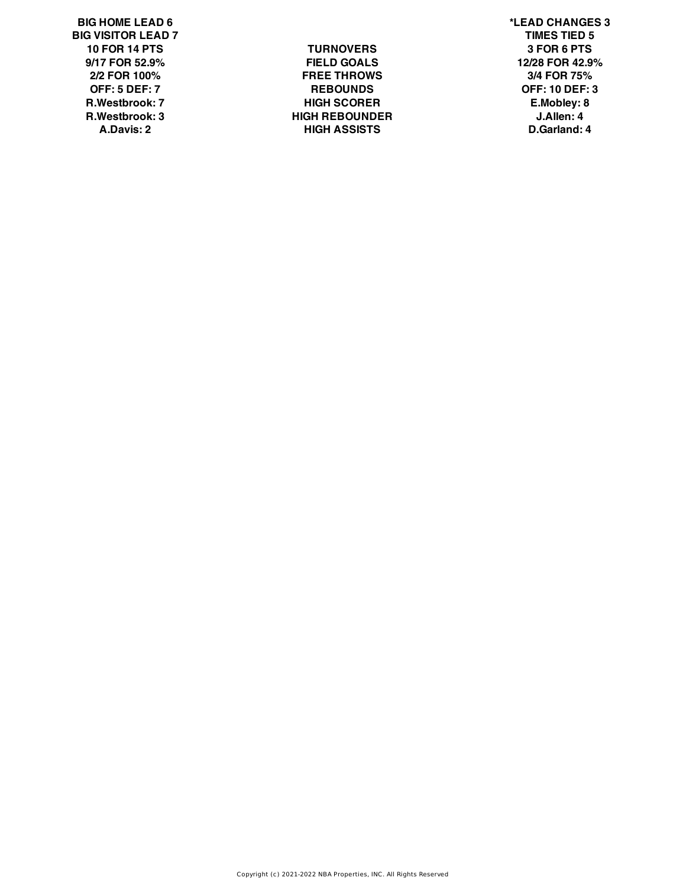| BIG HOME LEAD 6 | | *LEAD CHANGES 3 |
|---|---|---|
| BIG VISITOR LEAD 7 | | TIMES TIED 5 |
| 10 FOR 14 PTS | TURNOVERS | 3 FOR 6 PTS |
| 9/17 FOR 52.9% | FIELD GOALS | 12/28 FOR 42.9% |
| 2/2 FOR 100% | FREE THROWS | 3/4 FOR 75% |
| OFF: 5 DEF: 7 | REBOUNDS | OFF: 10 DEF: 3 |
| R.Westbrook: 7 | HIGH SCORER | E.Mobley: 8 |
| R.Westbrook: 3 | HIGH REBOUNDER | J.Allen: 4 |
| A.Davis: 2 | HIGH ASSISTS | D.Garland: 4 |

Copyright (c) 2021-2022 NBA Properties, INC. All Rights Reserved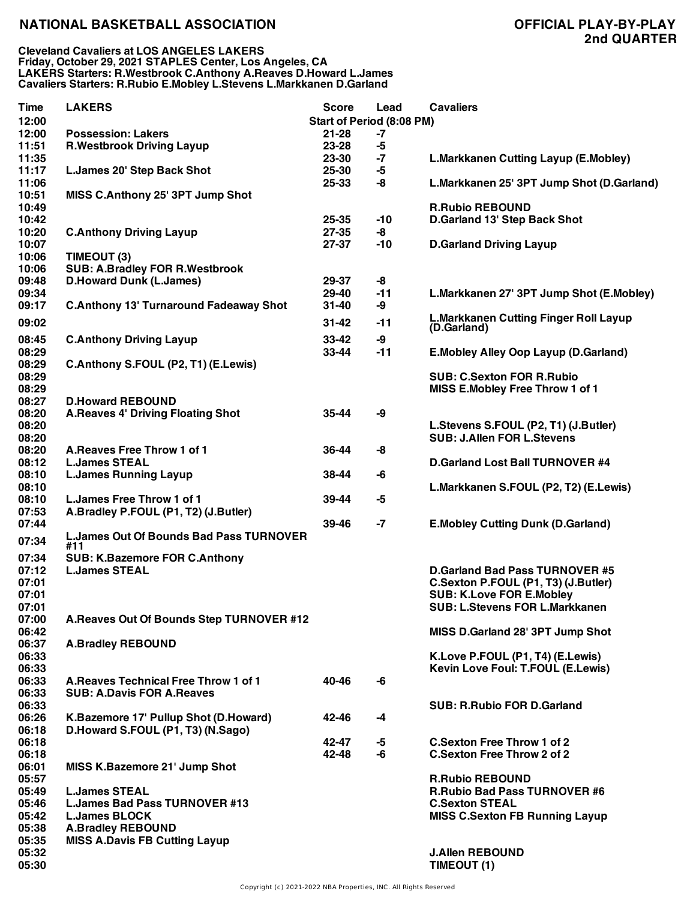# NATIONAL BASKETBALL ASSOCIATION

## OFFICIAL PLAY-BY-PLAY
## 2nd QUARTER

**Cleveland Cavaliers at LOS ANGELES LAKERS**
**Friday, October 29, 2021 STAPLES Center, Los Angeles, CA**
**LAKERS Starters: R.Westbrook C.Anthony A.Reaves D.Howard L.James**
**Cavaliers Starters: R.Rubio E.Mobley L.Stevens L.Markkanen D.Garland**

| Time | LAKERS | Score | Lead | Cavaliers |
|---|---|---|---|---|
| 12:00 | | Start of Period (8:08 PM) | | |
| 12:00 | Possession: Lakers | 21-28 | -7 | |
| 11:51 | R.Westbrook Driving Layup | 23-28 | -5 | |
| 11:35 | | 23-30 | -7 | L.Markkanen Cutting Layup (E.Mobley) |
| 11:17 | L.James 20' Step Back Shot | 25-30 | -5 | |
| 11:06 | | 25-33 | -8 | L.Markkanen 25' 3PT Jump Shot (D.Garland) |
| 10:51 | MISS C.Anthony 25' 3PT Jump Shot | | | |
| 10:49 | | | | R.Rubio REBOUND |
| 10:42 | | 25-35 | -10 | D.Garland 13' Step Back Shot |
| 10:20 | C.Anthony Driving Layup | 27-35 | -8 | |
| 10:07 | | 27-37 | -10 | D.Garland Driving Layup |
| 10:06 | TIMEOUT (3) | | | |
| 10:06 | SUB: A.Bradley FOR R.Westbrook | | | |
| 09:48 | D.Howard Dunk (L.James) | 29-37 | -8 | |
| 09:34 | | 29-40 | -11 | L.Markkanen 27' 3PT Jump Shot (E.Mobley) |
| 09:17 | C.Anthony 13' Turnaround Fadeaway Shot | 31-40 | -9 | |
| 09:02 | | 31-42 | -11 | L.Markkanen Cutting Finger Roll Layup (D.Garland) |
| 08:45 | C.Anthony Driving Layup | 33-42 | -9 | |
| 08:29 | | 33-44 | -11 | E.Mobley Alley Oop Layup (D.Garland) |
| 08:29 | C.Anthony S.FOUL (P2, T1) (E.Lewis) | | | |
| 08:29 | | | | SUB: C.Sexton FOR R.Rubio |
| 08:29 | | | | MISS E.Mobley Free Throw 1 of 1 |
| 08:27 | D.Howard REBOUND | | | |
| 08:20 | A.Reaves 4' Driving Floating Shot | 35-44 | -9 | |
| 08:20 | | | | L.Stevens S.FOUL (P2, T1) (J.Butler) |
| 08:20 | | | | SUB: J.Allen FOR L.Stevens |
| 08:20 | A.Reaves Free Throw 1 of 1 | 36-44 | -8 | |
| 08:12 | L.James STEAL | | | D.Garland Lost Ball TURNOVER #4 |
| 08:10 | L.James Running Layup | 38-44 | -6 | |
| 08:10 | | | | L.Markkanen S.FOUL (P2, T2) (E.Lewis) |
| 08:10 | L.James Free Throw 1 of 1 | 39-44 | -5 | |
| 07:53 | A.Bradley P.FOUL (P1, T2) (J.Butler) | | | |
| 07:44 | | 39-46 | -7 | E.Mobley Cutting Dunk (D.Garland) |
| 07:34 | L.James Out Of Bounds Bad Pass TURNOVER #11 | | | |
| 07:34 | SUB: K.Bazemore FOR C.Anthony | | | |
| 07:12 | L.James STEAL | | | D.Garland Bad Pass TURNOVER #5 |
| 07:01 | | | | C.Sexton P.FOUL (P1, T3) (J.Butler) |
| 07:01 | | | | SUB: K.Love FOR E.Mobley |
| 07:01 | | | | SUB: L.Stevens FOR L.Markkanen |
| 07:00 | A.Reaves Out Of Bounds Step TURNOVER #12 | | | |
| 06:42 | | | | MISS D.Garland 28' 3PT Jump Shot |
| 06:37 | A.Bradley REBOUND | | | |
| 06:33 | | | | K.Love P.FOUL (P1, T4) (E.Lewis) |
| 06:33 | | | | Kevin Love Foul: T.FOUL (E.Lewis) |
| 06:33 | A.Reaves Technical Free Throw 1 of 1 | 40-46 | -6 | |
| 06:33 | SUB: A.Davis FOR A.Reaves | | | |
| 06:33 | | | | SUB: R.Rubio FOR D.Garland |
| 06:26 | K.Bazemore 17' Pullup Shot (D.Howard) | 42-46 | -4 | |
| 06:18 | D.Howard S.FOUL (P1, T3) (N.Sago) | | | |
| 06:18 | | 42-47 | -5 | C.Sexton Free Throw 1 of 2 |
| 06:18 | | 42-48 | -6 | C.Sexton Free Throw 2 of 2 |
| 06:01 | MISS K.Bazemore 21' Jump Shot | | | |
| 05:57 | | | | R.Rubio REBOUND |
| 05:49 | L.James STEAL | | | R.Rubio Bad Pass TURNOVER #6 |
| 05:46 | L.James Bad Pass TURNOVER #13 | | | C.Sexton STEAL |
| 05:42 | L.James BLOCK | | | MISS C.Sexton FB Running Layup |
| 05:38 | A.Bradley REBOUND | | | |
| 05:35 | MISS A.Davis FB Cutting Layup | | | |
| 05:32 | | | | J.Allen REBOUND |
| 05:30 | | | | TIMEOUT (1) |

Copyright (c) 2021-2022 NBA Properties, INC. All Rights Reserved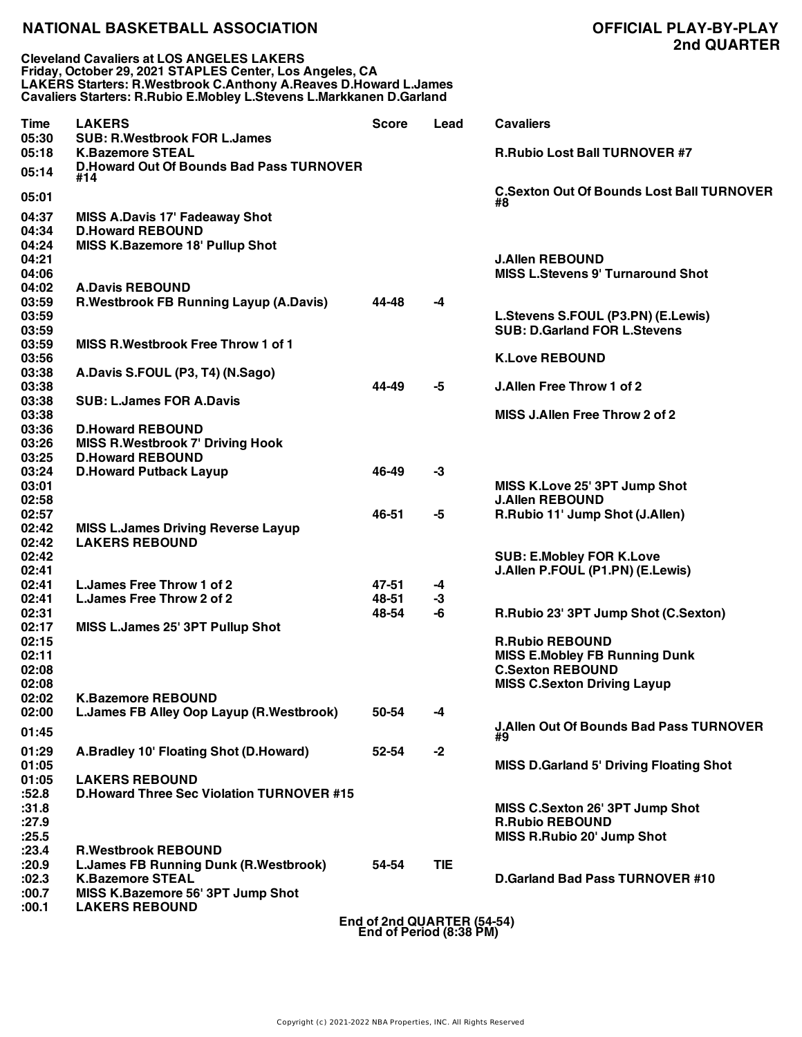# NATIONAL BASKETBALL ASSOCIATION

## OFFICIAL PLAY-BY-PLAY
## 2nd QUARTER

**Cleveland Cavaliers at LOS ANGELES LAKERS**
**Friday, October 29, 2021 STAPLES Center, Los Angeles, CA**
**LAKERS Starters: R.Westbrook C.Anthony A.Reaves D.Howard L.James**
**Cavaliers Starters: R.Rubio E.Mobley L.Stevens L.Markkanen D.Garland**

| Time | LAKERS | Score | Lead | Cavaliers |
|---|---|---|---|---|
| 05:30 | SUB: R.Westbrook FOR L.James | | | |
| 05:18 | K.Bazemore STEAL | | | R.Rubio Lost Ball TURNOVER #7 |
| 05:14 | D.Howard Out Of Bounds Bad Pass TURNOVER #14 | | | |
| 05:01 | | | | C.Sexton Out Of Bounds Lost Ball TURNOVER #8 |
| 04:37 | MISS A.Davis 17' Fadeaway Shot | | | |
| 04:34 | D.Howard REBOUND | | | |
| 04:24 | MISS K.Bazemore 18' Pullup Shot | | | |
| 04:21 | | | | J.Allen REBOUND |
| 04:06 | | | | MISS L.Stevens 9' Turnaround Shot |
| 04:02 | A.Davis REBOUND | | | |
| 03:59 | R.Westbrook FB Running Layup (A.Davis) | 44-48 | -4 | |
| 03:59 | | | | L.Stevens S.FOUL (P3.PN) (E.Lewis) |
| 03:59 | | | | SUB: D.Garland FOR L.Stevens |
| 03:59 | MISS R.Westbrook Free Throw 1 of 1 | | | |
| 03:56 | | | | K.Love REBOUND |
| 03:38 | A.Davis S.FOUL (P3, T4) (N.Sago) | | | |
| 03:38 | | 44-49 | -5 | J.Allen Free Throw 1 of 2 |
| 03:38 | SUB: L.James FOR A.Davis | | | |
| 03:38 | | | | MISS J.Allen Free Throw 2 of 2 |
| 03:36 | D.Howard REBOUND | | | |
| 03:26 | MISS R.Westbrook 7' Driving Hook | | | |
| 03:25 | D.Howard REBOUND | | | |
| 03:24 | D.Howard Putback Layup | 46-49 | -3 | |
| 03:01 | | | | MISS K.Love 25' 3PT Jump Shot |
| 02:58 | | | | J.Allen REBOUND |
| 02:57 | | 46-51 | -5 | R.Rubio 11' Jump Shot (J.Allen) |
| 02:42 | MISS L.James Driving Reverse Layup | | | |
| 02:42 | LAKERS REBOUND | | | |
| 02:42 | | | | SUB: E.Mobley FOR K.Love |
| 02:41 | | | | J.Allen P.FOUL (P1.PN) (E.Lewis) |
| 02:41 | L.James Free Throw 1 of 2 | 47-51 | -4 | |
| 02:41 | L.James Free Throw 2 of 2 | 48-51 | -3 | |
| 02:31 | | 48-54 | -6 | R.Rubio 23' 3PT Jump Shot (C.Sexton) |
| 02:17 | MISS L.James 25' 3PT Pullup Shot | | | |
| 02:15 | | | | R.Rubio REBOUND |
| 02:11 | | | | MISS E.Mobley FB Running Dunk |
| 02:08 | | | | C.Sexton REBOUND |
| 02:08 | | | | MISS C.Sexton Driving Layup |
| 02:02 | K.Bazemore REBOUND | | | |
| 02:00 | L.James FB Alley Oop Layup (R.Westbrook) | 50-54 | -4 | |
| 01:45 | | | | J.Allen Out Of Bounds Bad Pass TURNOVER #9 |
| 01:29 | A.Bradley 10' Floating Shot (D.Howard) | 52-54 | -2 | |
| 01:05 | | | | MISS D.Garland 5' Driving Floating Shot |
| 01:05 | LAKERS REBOUND | | | |
| :52.8 | D.Howard Three Sec Violation TURNOVER #15 | | | |
| :31.8 | | | | MISS C.Sexton 26' 3PT Jump Shot |
| :27.9 | | | | R.Rubio REBOUND |
| :25.5 | | | | MISS R.Rubio 20' Jump Shot |
| :23.4 | R.Westbrook REBOUND | | | |
| :20.9 | L.James FB Running Dunk (R.Westbrook) | 54-54 | TIE | |
| :02.3 | K.Bazemore STEAL | | | D.Garland Bad Pass TURNOVER #10 |
| :00.7 | MISS K.Bazemore 56' 3PT Jump Shot | | | |
| :00.1 | LAKERS REBOUND | | | |

**End of 2nd QUARTER (54-54)**
**End of Period (8:38 PM)**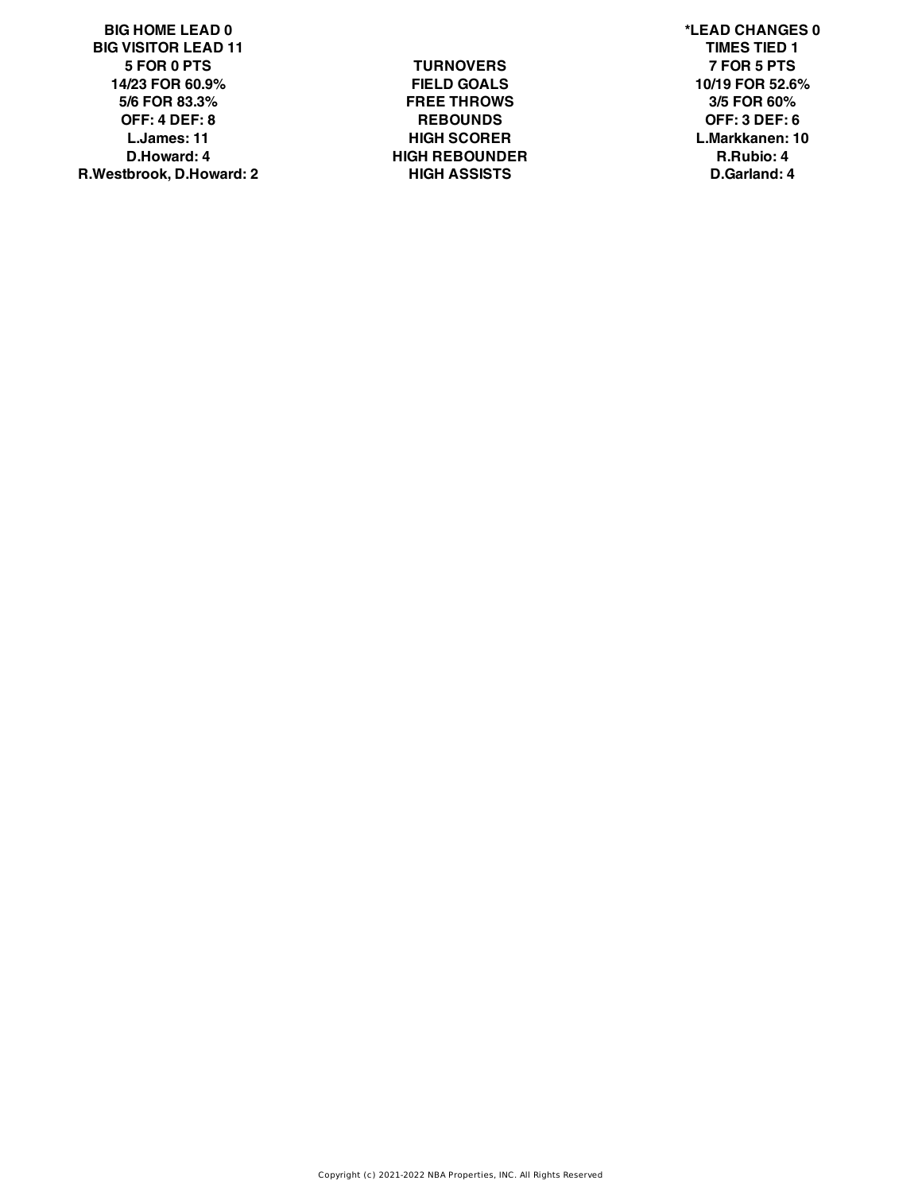| BIG HOME LEAD 0 | | *LEAD CHANGES 0 |
|---|---|---|
| BIG VISITOR LEAD 11 | | TIMES TIED 1 |
| 5 FOR 0 PTS | TURNOVERS | 7 FOR 5 PTS |
| 14/23 FOR 60.9% | FIELD GOALS | 10/19 FOR 52.6% |
| 5/6 FOR 83.3% | FREE THROWS | 3/5 FOR 60% |
| OFF: 4 DEF: 8 | REBOUNDS | OFF: 3 DEF: 6 |
| L.James: 11 | HIGH SCORER | L.Markkanen: 10 |
| D.Howard: 4 | HIGH REBOUNDER | R.Rubio: 4 |
| R.Westbrook, D.Howard: 2 | HIGH ASSISTS | D.Garland: 4 |

Copyright (c) 2021-2022 NBA Properties, INC. All Rights Reserved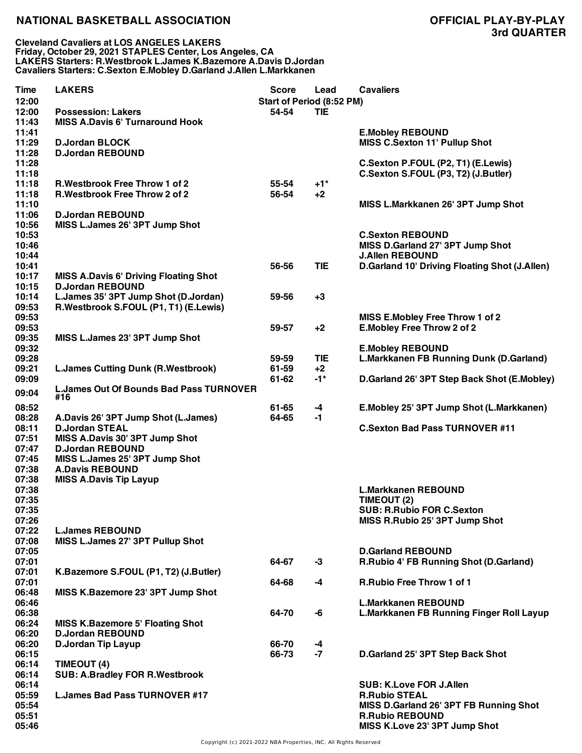**NATIONAL BASKETBALL ASSOCIATION** **OFFICIAL PLAY-BY-PLAY**
**3rd QUARTER**

**Cleveland Cavaliers at LOS ANGELES LAKERS**
**Friday, October 29, 2021 STAPLES Center, Los Angeles, CA**
**LAKERS Starters: R.Westbrook L.James K.Bazemore A.Davis D.Jordan**
**Cavaliers Starters: C.Sexton E.Mobley D.Garland J.Allen L.Markkanen**

| Time | LAKERS | Score | Lead | Cavaliers |
|---|---|---|---|---|
| 12:00 | | Start of Period (8:52 PM) | | |
| 12:00 | Possession: Lakers | 54-54 | TIE | |
| 11:43 | MISS A.Davis 6' Turnaround Hook | | | |
| 11:41 | | | | E.Mobley REBOUND |
| 11:29 | D.Jordan BLOCK | | | MISS C.Sexton 11' Pullup Shot |
| 11:28 | D.Jordan REBOUND | | | |
| 11:28 | | | | C.Sexton P.FOUL (P2, T1) (E.Lewis) |
| 11:18 | | | | C.Sexton S.FOUL (P3, T2) (J.Butler) |
| 11:18 | R.Westbrook Free Throw 1 of 2 | 55-54 | +1* | |
| 11:18 | R.Westbrook Free Throw 2 of 2 | 56-54 | +2 | |
| 11:10 | | | | MISS L.Markkanen 26' 3PT Jump Shot |
| 11:06 | D.Jordan REBOUND | | | |
| 10:56 | MISS L.James 26' 3PT Jump Shot | | | |
| 10:53 | | | | C.Sexton REBOUND |
| 10:46 | | | | MISS D.Garland 27' 3PT Jump Shot |
| 10:44 | | | | J.Allen REBOUND |
| 10:41 | | 56-56 | TIE | D.Garland 10' Driving Floating Shot (J.Allen) |
| 10:17 | MISS A.Davis 6' Driving Floating Shot | | | |
| 10:15 | D.Jordan REBOUND | | | |
| 10:14 | L.James 35' 3PT Jump Shot (D.Jordan) | 59-56 | +3 | |
| 09:53 | R.Westbrook S.FOUL (P1, T1) (E.Lewis) | | | |
| 09:53 | | | | MISS E.Mobley Free Throw 1 of 2 |
| 09:53 | | 59-57 | +2 | E.Mobley Free Throw 2 of 2 |
| 09:35 | MISS L.James 23' 3PT Jump Shot | | | |
| 09:32 | | | | E.Mobley REBOUND |
| 09:28 | | 59-59 | TIE | L.Markkanen FB Running Dunk (D.Garland) |
| 09:21 | L.James Cutting Dunk (R.Westbrook) | 61-59 | +2 | |
| 09:09 | | 61-62 | -1* | D.Garland 26' 3PT Step Back Shot (E.Mobley) |
| 09:04 | L.James Out Of Bounds Bad Pass TURNOVER #16 | | | |
| 08:52 | | 61-65 | -4 | E.Mobley 25' 3PT Jump Shot (L.Markkanen) |
| 08:28 | A.Davis 26' 3PT Jump Shot (L.James) | 64-65 | -1 | |
| 08:11 | D.Jordan STEAL | | | C.Sexton Bad Pass TURNOVER #11 |
| 07:51 | MISS A.Davis 30' 3PT Jump Shot | | | |
| 07:47 | D.Jordan REBOUND | | | |
| 07:45 | MISS L.James 25' 3PT Jump Shot | | | |
| 07:38 | A.Davis REBOUND | | | |
| 07:38 | MISS A.Davis Tip Layup | | | |
| 07:38 | | | | L.Markkanen REBOUND |
| 07:35 | | | | TIMEOUT (2) |
| 07:35 | | | | SUB: R.Rubio FOR C.Sexton |
| 07:26 | | | | MISS R.Rubio 25' 3PT Jump Shot |
| 07:22 | L.James REBOUND | | | |
| 07:08 | MISS L.James 27' 3PT Pullup Shot | | | |
| 07:05 | | | | D.Garland REBOUND |
| 07:01 | | 64-67 | -3 | R.Rubio 4' FB Running Shot (D.Garland) |
| 07:01 | K.Bazemore S.FOUL (P1, T2) (J.Butler) | | | |
| 07:01 | | 64-68 | -4 | R.Rubio Free Throw 1 of 1 |
| 06:48 | MISS K.Bazemore 23' 3PT Jump Shot | | | |
| 06:46 | | | | L.Markkanen REBOUND |
| 06:38 | | 64-70 | -6 | L.Markkanen FB Running Finger Roll Layup |
| 06:24 | MISS K.Bazemore 5' Floating Shot | | | |
| 06:20 | D.Jordan REBOUND | | | |
| 06:20 | D.Jordan Tip Layup | 66-70 | -4 | |
| 06:15 | | 66-73 | -7 | D.Garland 25' 3PT Step Back Shot |
| 06:14 | TIMEOUT (4) | | | |
| 06:14 | SUB: A.Bradley FOR R.Westbrook | | | |
| 06:14 | | | | SUB: K.Love FOR J.Allen |
| 05:59 | L.James Bad Pass TURNOVER #17 | | | R.Rubio STEAL |
| 05:54 | | | | MISS D.Garland 26' 3PT FB Running Shot |
| 05:51 | | | | R.Rubio REBOUND |
| 05:46 | | | | MISS K.Love 23' 3PT Jump Shot |

Copyright (c) 2021-2022 NBA Properties, INC. All Rights Reserved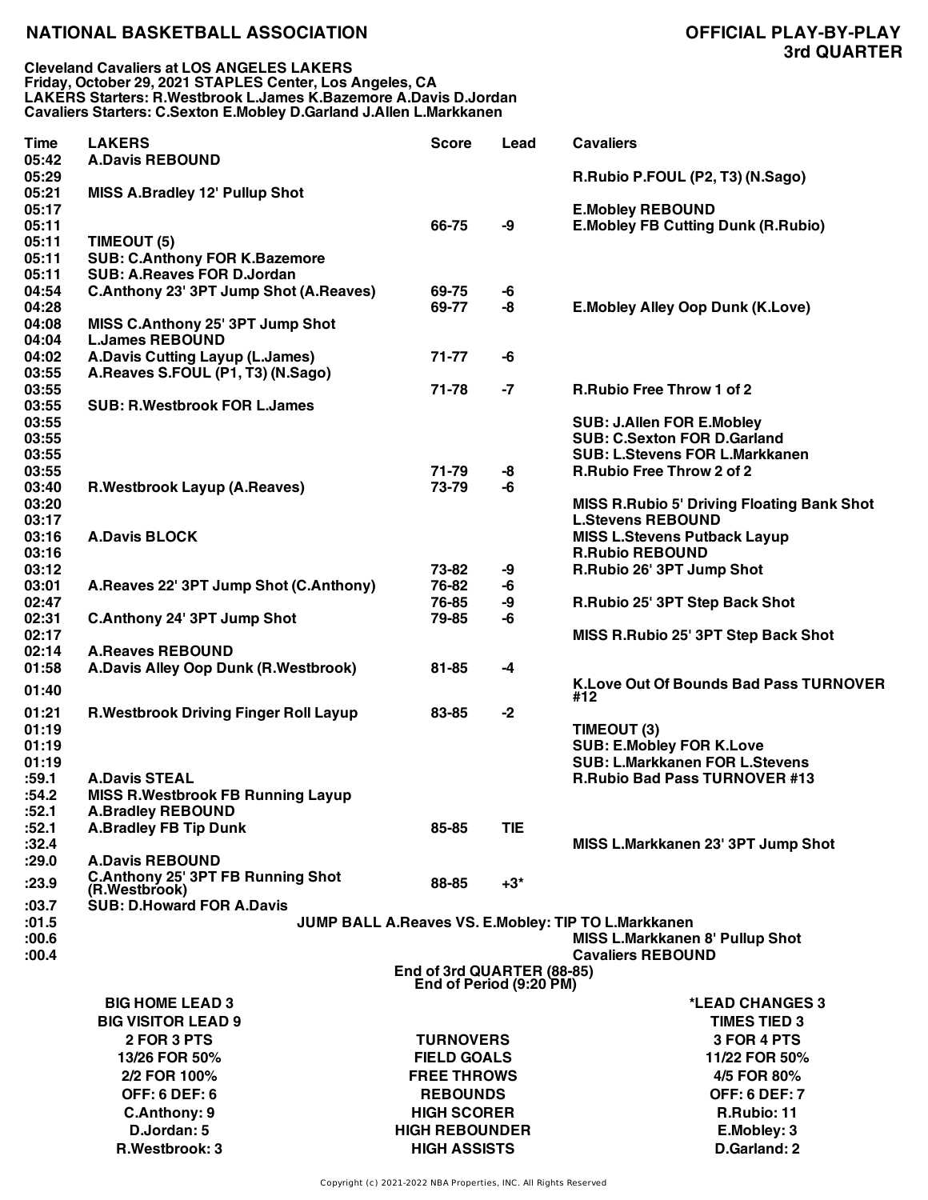# NATIONAL BASKETBALL ASSOCIATION

## OFFICIAL PLAY-BY-PLAY
## 3rd QUARTER

**Cleveland Cavaliers at LOS ANGELES LAKERS**
**Friday, October 29, 2021 STAPLES Center, Los Angeles, CA**
**LAKERS Starters: R.Westbrook L.James K.Bazemore A.Davis D.Jordan**
**Cavaliers Starters: C.Sexton E.Mobley D.Garland J.Allen L.Markkanen**

| Time | LAKERS | Score | Lead | Cavaliers |
|---|---|---|---|---|
| 05:42 | A.Davis REBOUND | | | |
| 05:29 | | | | R.Rubio P.FOUL (P2, T3) (N.Sago) |
| 05:21 | MISS A.Bradley 12' Pullup Shot | | | |
| 05:17 | | | | E.Mobley REBOUND |
| 05:11 | | 66-75 | -9 | E.Mobley FB Cutting Dunk (R.Rubio) |
| 05:11 | TIMEOUT (5) | | | |
| 05:11 | SUB: C.Anthony FOR K.Bazemore | | | |
| 05:11 | SUB: A.Reaves FOR D.Jordan | | | |
| 04:54 | C.Anthony 23' 3PT Jump Shot (A.Reaves) | 69-75 | -6 | |
| 04:28 | | 69-77 | -8 | E.Mobley Alley Oop Dunk (K.Love) |
| 04:08 | MISS C.Anthony 25' 3PT Jump Shot | | | |
| 04:04 | L.James REBOUND | | | |
| 04:02 | A.Davis Cutting Layup (L.James) | 71-77 | -6 | |
| 03:55 | A.Reaves S.FOUL (P1, T3) (N.Sago) | | | |
| 03:55 | | 71-78 | -7 | R.Rubio Free Throw 1 of 2 |
| 03:55 | SUB: R.Westbrook FOR L.James | | | |
| 03:55 | | | | SUB: J.Allen FOR E.Mobley |
| 03:55 | | | | SUB: C.Sexton FOR D.Garland |
| 03:55 | | | | SUB: L.Stevens FOR L.Markkanen |
| 03:55 | | 71-79 | -8 | R.Rubio Free Throw 2 of 2 |
| 03:40 | R.Westbrook Layup (A.Reaves) | 73-79 | -6 | |
| 03:20 | | | | MISS R.Rubio 5' Driving Floating Bank Shot |
| 03:17 | | | | L.Stevens REBOUND |
| 03:16 | A.Davis BLOCK | | | MISS L.Stevens Putback Layup |
| 03:16 | | | | R.Rubio REBOUND |
| 03:12 | | 73-82 | -9 | R.Rubio 26' 3PT Jump Shot |
| 03:01 | A.Reaves 22' 3PT Jump Shot (C.Anthony) | 76-82 | -6 | |
| 02:47 | | 76-85 | -9 | R.Rubio 25' 3PT Step Back Shot |
| 02:31 | C.Anthony 24' 3PT Jump Shot | 79-85 | -6 | |
| 02:17 | | | | MISS R.Rubio 25' 3PT Step Back Shot |
| 02:14 | A.Reaves REBOUND | | | |
| 01:58 | A.Davis Alley Oop Dunk (R.Westbrook) | 81-85 | -4 | |
| 01:40 | | | | K.Love Out Of Bounds Bad Pass TURNOVER #12 |
| 01:21 | R.Westbrook Driving Finger Roll Layup | 83-85 | -2 | |
| 01:19 | | | | TIMEOUT (3) |
| 01:19 | | | | SUB: E.Mobley FOR K.Love |
| 01:19 | | | | SUB: L.Markkanen FOR L.Stevens |
| :59.1 | A.Davis STEAL | | | R.Rubio Bad Pass TURNOVER #13 |
| :54.2 | MISS R.Westbrook FB Running Layup | | | |
| :52.1 | A.Bradley REBOUND | | | |
| :52.1 | A.Bradley FB Tip Dunk | 85-85 | TIE | |
| :32.4 | | | | MISS L.Markkanen 23' 3PT Jump Shot |
| :29.0 | A.Davis REBOUND | | | |
| :23.9 | C.Anthony 25' 3PT FB Running Shot (R.Westbrook) | 88-85 | +3* | |
| :03.7 | SUB: D.Howard FOR A.Davis | | | |
| :01.5 | JUMP BALL A.Reaves VS. E.Mobley: TIP TO L.Markkanen | | | |
| :00.6 | | | | MISS L.Markkanen 8' Pullup Shot |
| :00.4 | | | | Cavaliers REBOUND |

**End of 3rd QUARTER (88-85)**
**End of Period (9:20 PM)**

| LAKERS | | Cavaliers |
|---|---|---|
| BIG HOME LEAD 3 | | *LEAD CHANGES 3 |
| BIG VISITOR LEAD 9 | | TIMES TIED 3 |
| 2 FOR 3 PTS | TURNOVERS | 3 FOR 4 PTS |
| 13/26 FOR 50% | FIELD GOALS | 11/22 FOR 50% |
| 2/2 FOR 100% | FREE THROWS | 4/5 FOR 80% |
| OFF: 6 DEF: 6 | REBOUNDS | OFF: 6 DEF: 7 |
| C.Anthony: 9 | HIGH SCORER | R.Rubio: 11 |
| D.Jordan: 5 | HIGH REBOUNDER | E.Mobley: 3 |
| R.Westbrook: 3 | HIGH ASSISTS | D.Garland: 2 |

Copyright (c) 2021-2022 NBA Properties, INC. All Rights Reserved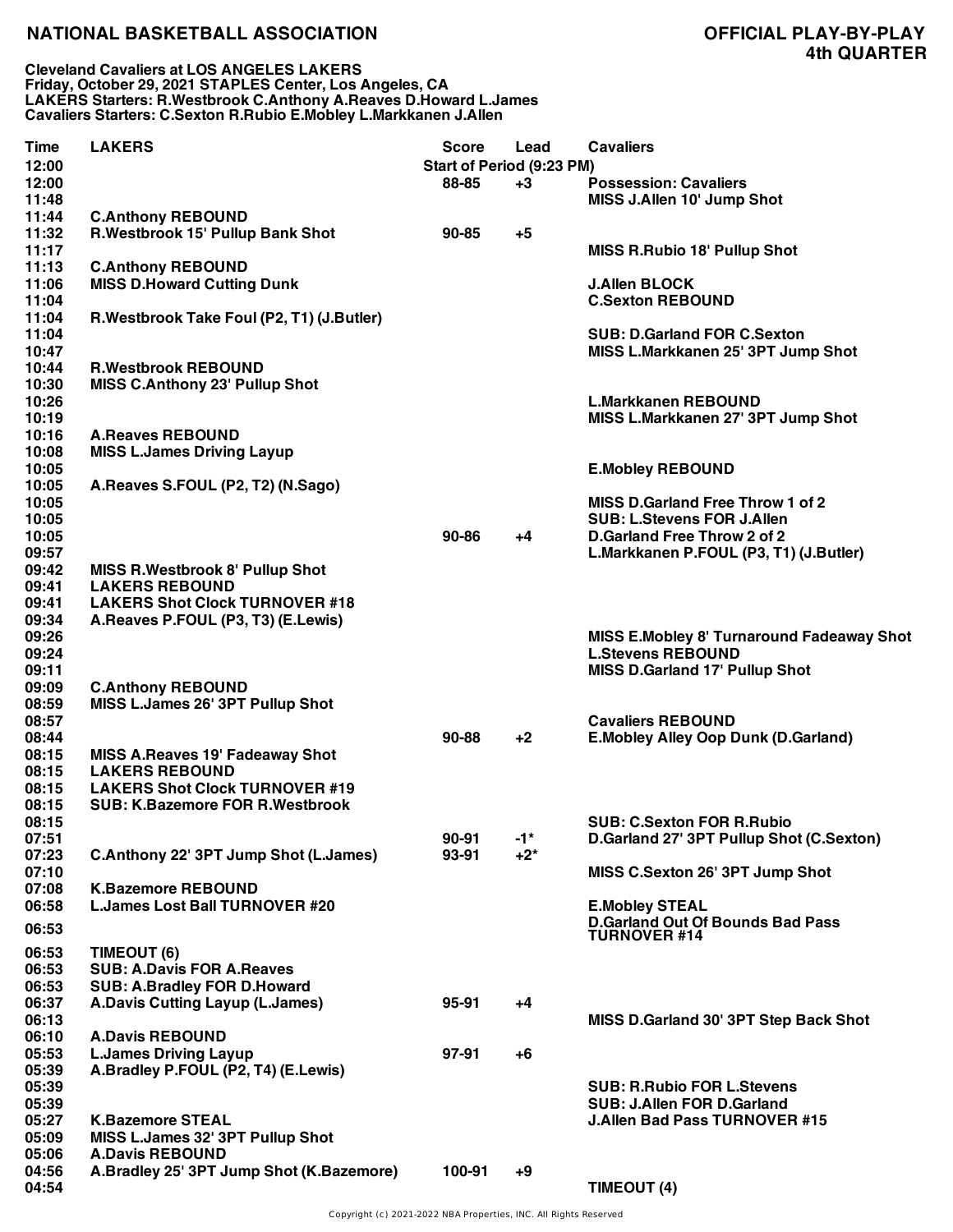**NATIONAL BASKETBALL ASSOCIATION** **OFFICIAL PLAY-BY-PLAY**
**4th QUARTER**

**Cleveland Cavaliers at LOS ANGELES LAKERS**
**Friday, October 29, 2021 STAPLES Center, Los Angeles, CA**
**LAKERS Starters: R.Westbrook C.Anthony A.Reaves D.Howard L.James**
**Cavaliers Starters: C.Sexton R.Rubio E.Mobley L.Markkanen J.Allen**

| Time | LAKERS | Score | Lead | Cavaliers |
|---|---|---|---|---|
| 12:00 | | Start of Period (9:23 PM) | | |
| 12:00 | | 88-85 | +3 | Possession: Cavaliers |
| 11:48 | | | | MISS J.Allen 10' Jump Shot |
| 11:44 | C.Anthony REBOUND | | | |
| 11:32 | R.Westbrook 15' Pullup Bank Shot | 90-85 | +5 | |
| 11:17 | | | | MISS R.Rubio 18' Pullup Shot |
| 11:13 | C.Anthony REBOUND | | | |
| 11:06 | MISS D.Howard Cutting Dunk | | | J.Allen BLOCK |
| 11:04 | | | | C.Sexton REBOUND |
| 11:04 | R.Westbrook Take Foul (P2, T1) (J.Butler) | | | |
| 11:04 | | | | SUB: D.Garland FOR C.Sexton |
| 10:47 | | | | MISS L.Markkanen 25' 3PT Jump Shot |
| 10:44 | R.Westbrook REBOUND | | | |
| 10:30 | MISS C.Anthony 23' Pullup Shot | | | |
| 10:26 | | | | L.Markkanen REBOUND |
| 10:19 | | | | MISS L.Markkanen 27' 3PT Jump Shot |
| 10:16 | A.Reaves REBOUND | | | |
| 10:08 | MISS L.James Driving Layup | | | |
| 10:05 | | | | E.Mobley REBOUND |
| 10:05 | A.Reaves S.FOUL (P2, T2) (N.Sago) | | | |
| 10:05 | | | | MISS D.Garland Free Throw 1 of 2 |
| 10:05 | | | | SUB: L.Stevens FOR J.Allen |
| 10:05 | | 90-86 | +4 | D.Garland Free Throw 2 of 2 |
| 09:57 | | | | L.Markkanen P.FOUL (P3, T1) (J.Butler) |
| 09:42 | MISS R.Westbrook 8' Pullup Shot | | | |
| 09:41 | LAKERS REBOUND | | | |
| 09:41 | LAKERS Shot Clock TURNOVER #18 | | | |
| 09:34 | A.Reaves P.FOUL (P3, T3) (E.Lewis) | | | |
| 09:26 | | | | MISS E.Mobley 8' Turnaround Fadeaway Shot |
| 09:24 | | | | L.Stevens REBOUND |
| 09:11 | | | | MISS D.Garland 17' Pullup Shot |
| 09:09 | C.Anthony REBOUND | | | |
| 08:59 | MISS L.James 26' 3PT Pullup Shot | | | |
| 08:57 | | | | Cavaliers REBOUND |
| 08:44 | | 90-88 | +2 | E.Mobley Alley Oop Dunk (D.Garland) |
| 08:15 | MISS A.Reaves 19' Fadeaway Shot | | | |
| 08:15 | LAKERS REBOUND | | | |
| 08:15 | LAKERS Shot Clock TURNOVER #19 | | | |
| 08:15 | SUB: K.Bazemore FOR R.Westbrook | | | |
| 08:15 | | | | SUB: C.Sexton FOR R.Rubio |
| 07:51 | | 90-91 | -1* | D.Garland 27' 3PT Pullup Shot (C.Sexton) |
| 07:23 | C.Anthony 22' 3PT Jump Shot (L.James) | 93-91 | +2* | |
| 07:10 | | | | MISS C.Sexton 26' 3PT Jump Shot |
| 07:08 | K.Bazemore REBOUND | | | |
| 06:58 | L.James Lost Ball TURNOVER #20 | | | E.Mobley STEAL |
| 06:53 | | | | D.Garland Out Of Bounds Bad Pass TURNOVER #14 |
| 06:53 | TIMEOUT (6) | | | |
| 06:53 | SUB: A.Davis FOR A.Reaves | | | |
| 06:53 | SUB: A.Bradley FOR D.Howard | | | |
| 06:37 | A.Davis Cutting Layup (L.James) | 95-91 | +4 | |
| 06:13 | | | | MISS D.Garland 30' 3PT Step Back Shot |
| 06:10 | A.Davis REBOUND | | | |
| 05:53 | L.James Driving Layup | 97-91 | +6 | |
| 05:39 | A.Bradley P.FOUL (P2, T4) (E.Lewis) | | | |
| 05:39 | | | | SUB: R.Rubio FOR L.Stevens |
| 05:39 | | | | SUB: J.Allen FOR D.Garland |
| 05:27 | K.Bazemore STEAL | | | J.Allen Bad Pass TURNOVER #15 |
| 05:09 | MISS L.James 32' 3PT Pullup Shot | | | |
| 05:06 | A.Davis REBOUND | | | |
| 04:56 | A.Bradley 25' 3PT Jump Shot (K.Bazemore) | 100-91 | +9 | |
| 04:54 | | | | TIMEOUT (4) |

Copyright (c) 2021-2022 NBA Properties, INC. All Rights Reserved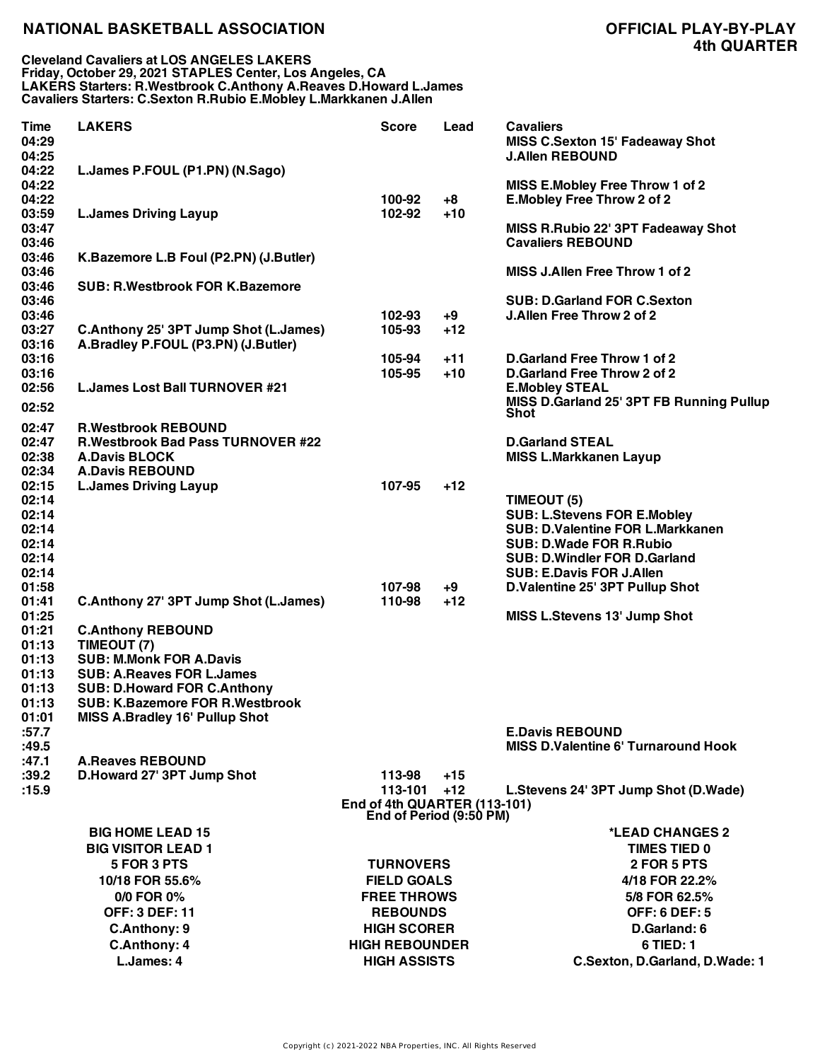# NATIONAL BASKETBALL ASSOCIATION

## OFFICIAL PLAY-BY-PLAY
## 4th QUARTER

**Cleveland Cavaliers at LOS ANGELES LAKERS**
**Friday, October 29, 2021 STAPLES Center, Los Angeles, CA**
**LAKERS Starters: R.Westbrook C.Anthony A.Reaves D.Howard L.James**
**Cavaliers Starters: C.Sexton R.Rubio E.Mobley L.Markkanen J.Allen**

| Time | LAKERS | Score | Lead | Cavaliers |
|---|---|---|---|---|
| 04:29 | | | | MISS C.Sexton 15' Fadeaway Shot |
| 04:25 | | | | J.Allen REBOUND |
| 04:22 | L.James P.FOUL (P1.PN) (N.Sago) | | | |
| 04:22 | | | | MISS E.Mobley Free Throw 1 of 2 |
| 04:22 | | 100-92 | +8 | E.Mobley Free Throw 2 of 2 |
| 03:59 | L.James Driving Layup | 102-92 | +10 | |
| 03:47 | | | | MISS R.Rubio 22' 3PT Fadeaway Shot |
| 03:46 | | | | Cavaliers REBOUND |
| 03:46 | K.Bazemore L.B Foul (P2.PN) (J.Butler) | | | |
| 03:46 | | | | MISS J.Allen Free Throw 1 of 2 |
| 03:46 | SUB: R.Westbrook FOR K.Bazemore | | | |
| 03:46 | | | | SUB: D.Garland FOR C.Sexton |
| 03:46 | | 102-93 | +9 | J.Allen Free Throw 2 of 2 |
| 03:27 | C.Anthony 25' 3PT Jump Shot (L.James) | 105-93 | +12 | |
| 03:16 | A.Bradley P.FOUL (P3.PN) (J.Butler) | | | |
| 03:16 | | 105-94 | +11 | D.Garland Free Throw 1 of 2 |
| 03:16 | | 105-95 | +10 | D.Garland Free Throw 2 of 2 |
| 02:56 | L.James Lost Ball TURNOVER #21 | | | E.Mobley STEAL |
| 02:52 | | | | MISS D.Garland 25' 3PT FB Running Pullup Shot |
| 02:47 | R.Westbrook REBOUND | | | |
| 02:47 | R.Westbrook Bad Pass TURNOVER #22 | | | D.Garland STEAL |
| 02:38 | A.Davis BLOCK | | | MISS L.Markkanen Layup |
| 02:34 | A.Davis REBOUND | | | |
| 02:15 | L.James Driving Layup | 107-95 | +12 | |
| 02:14 | | | | TIMEOUT (5) |
| 02:14 | | | | SUB: L.Stevens FOR E.Mobley |
| 02:14 | | | | SUB: D.Valentine FOR L.Markkanen |
| 02:14 | | | | SUB: D.Wade FOR R.Rubio |
| 02:14 | | | | SUB: D.Windler FOR D.Garland |
| 02:14 | | | | SUB: E.Davis FOR J.Allen |
| 01:58 | | 107-98 | +9 | D.Valentine 25' 3PT Pullup Shot |
| 01:41 | C.Anthony 27' 3PT Jump Shot (L.James) | 110-98 | +12 | |
| 01:25 | | | | MISS L.Stevens 13' Jump Shot |
| 01:21 | C.Anthony REBOUND | | | |
| 01:13 | TIMEOUT (7) | | | |
| 01:13 | SUB: M.Monk FOR A.Davis | | | |
| 01:13 | SUB: A.Reaves FOR L.James | | | |
| 01:13 | SUB: D.Howard FOR C.Anthony | | | |
| 01:13 | SUB: K.Bazemore FOR R.Westbrook | | | |
| 01:01 | MISS A.Bradley 16' Pullup Shot | | | |
| :57.7 | | | | E.Davis REBOUND |
| :49.5 | | | | MISS D.Valentine 6' Turnaround Hook |
| :47.1 | A.Reaves REBOUND | | | |
| :39.2 | D.Howard 27' 3PT Jump Shot | 113-98 | +15 | |
| :15.9 | | 113-101 | +12 | L.Stevens 24' 3PT Jump Shot (D.Wade) |

End of 4th QUARTER (113-101)
End of Period (9:50 PM)

| LAKERS | | Cavaliers |
|---|---|---|
| BIG HOME LEAD 15 | | *LEAD CHANGES 2 |
| BIG VISITOR LEAD 1 | | TIMES TIED 0 |
| 5 FOR 3 PTS | TURNOVERS | 2 FOR 5 PTS |
| 10/18 FOR 55.6% | FIELD GOALS | 4/18 FOR 22.2% |
| 0/0 FOR 0% | FREE THROWS | 5/8 FOR 62.5% |
| OFF: 3 DEF: 11 | REBOUNDS | OFF: 6 DEF: 5 |
| C.Anthony: 9 | HIGH SCORER | D.Garland: 6 |
| C.Anthony: 4 | HIGH REBOUNDER | 6 TIED: 1 |
| L.James: 4 | HIGH ASSISTS | C.Sexton, D.Garland, D.Wade: 1 |